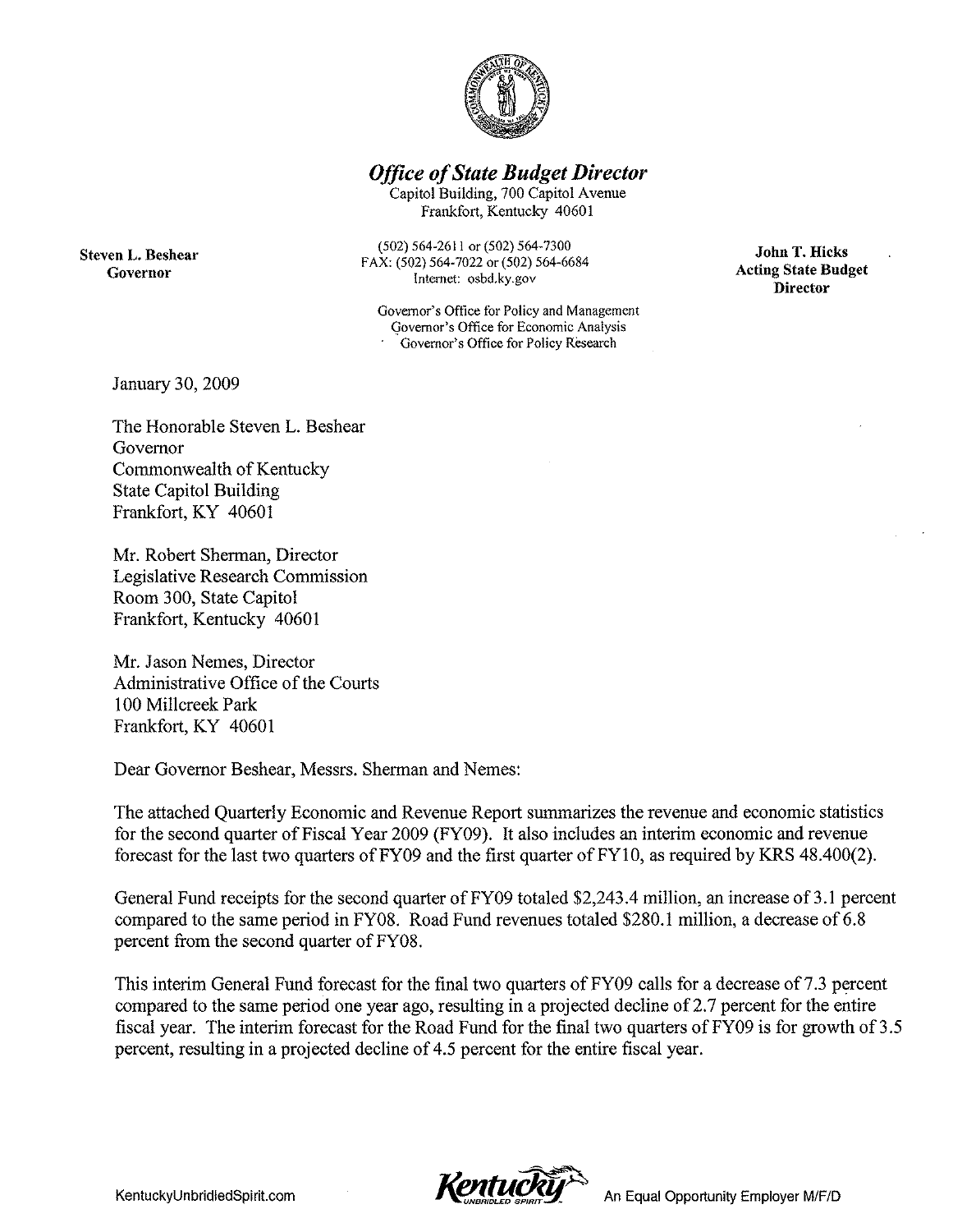# *Office of State Budget Director*

Capitol Building, 700 Capitol Avenue
Frankfort, Kentucky 40601

(502) 564-2611 or (502) 564-7300
FAX: (502) 564-7022 or (502) 564-6684
Internet: osbd.ky.gov

Governor's Office for Policy and Management
Governor's Office for Economic Analysis
Governor's Office for Policy Research

**Steven L. Beshear**
**Governor**

**John T. Hicks**
**Acting State Budget Director**

January 30, 2009

The Honorable Steven L. Beshear
Governor
Commonwealth of Kentucky
State Capitol Building
Frankfort, KY 40601

Mr. Robert Sherman, Director
Legislative Research Commission
Room 300, State Capitol
Frankfort, Kentucky 40601

Mr. Jason Nemes, Director
Administrative Office of the Courts
100 Millcreek Park
Frankfort, KY 40601

Dear Governor Beshear, Messrs. Sherman and Nemes:

The attached Quarterly Economic and Revenue Report summarizes the revenue and economic statistics for the second quarter of Fiscal Year 2009 (FY09). It also includes an interim economic and revenue forecast for the last two quarters of FY09 and the first quarter of FY10, as required by KRS 48.400(2).

General Fund receipts for the second quarter of FY09 totaled $2,243.4 million, an increase of 3.1 percent compared to the same period in FY08. Road Fund revenues totaled $280.1 million, a decrease of 6.8 percent from the second quarter of FY08.

This interim General Fund forecast for the final two quarters of FY09 calls for a decrease of 7.3 percent compared to the same period one year ago, resulting in a projected decline of 2.7 percent for the entire fiscal year. The interim forecast for the Road Fund for the final two quarters of FY09 is for growth of 3.5 percent, resulting in a projected decline of 4.5 percent for the entire fiscal year.

KentuckyUnbridledSpirit.com — An Equal Opportunity Employer M/F/D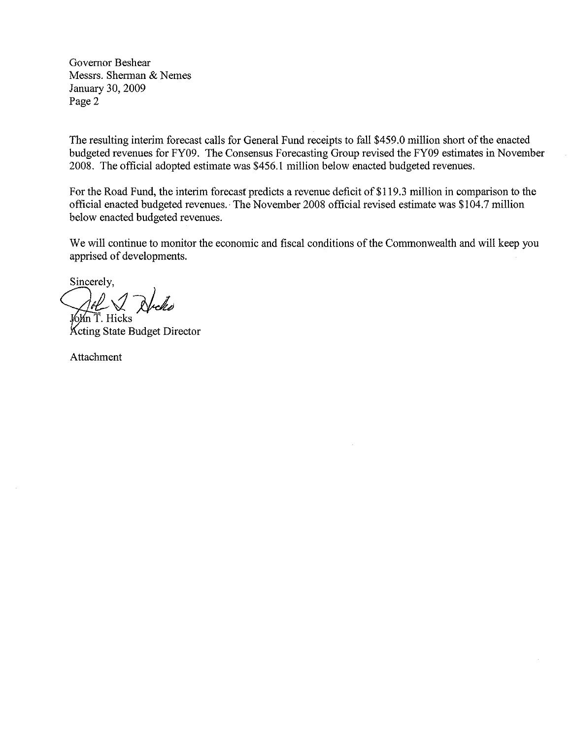Governor Beshear
Messrs. Sherman & Nemes
January 30, 2009
Page 2

The resulting interim forecast calls for General Fund receipts to fall $459.0 million short of the enacted budgeted revenues for FY09. The Consensus Forecasting Group revised the FY09 estimates in November 2008. The official adopted estimate was $456.1 million below enacted budgeted revenues.

For the Road Fund, the interim forecast predicts a revenue deficit of $119.3 million in comparison to the official enacted budgeted revenues. The November 2008 official revised estimate was $104.7 million below enacted budgeted revenues.

We will continue to monitor the economic and fiscal conditions of the Commonwealth and will keep you apprised of developments.

Sincerely,

John T. Hicks
Acting State Budget Director

Attachment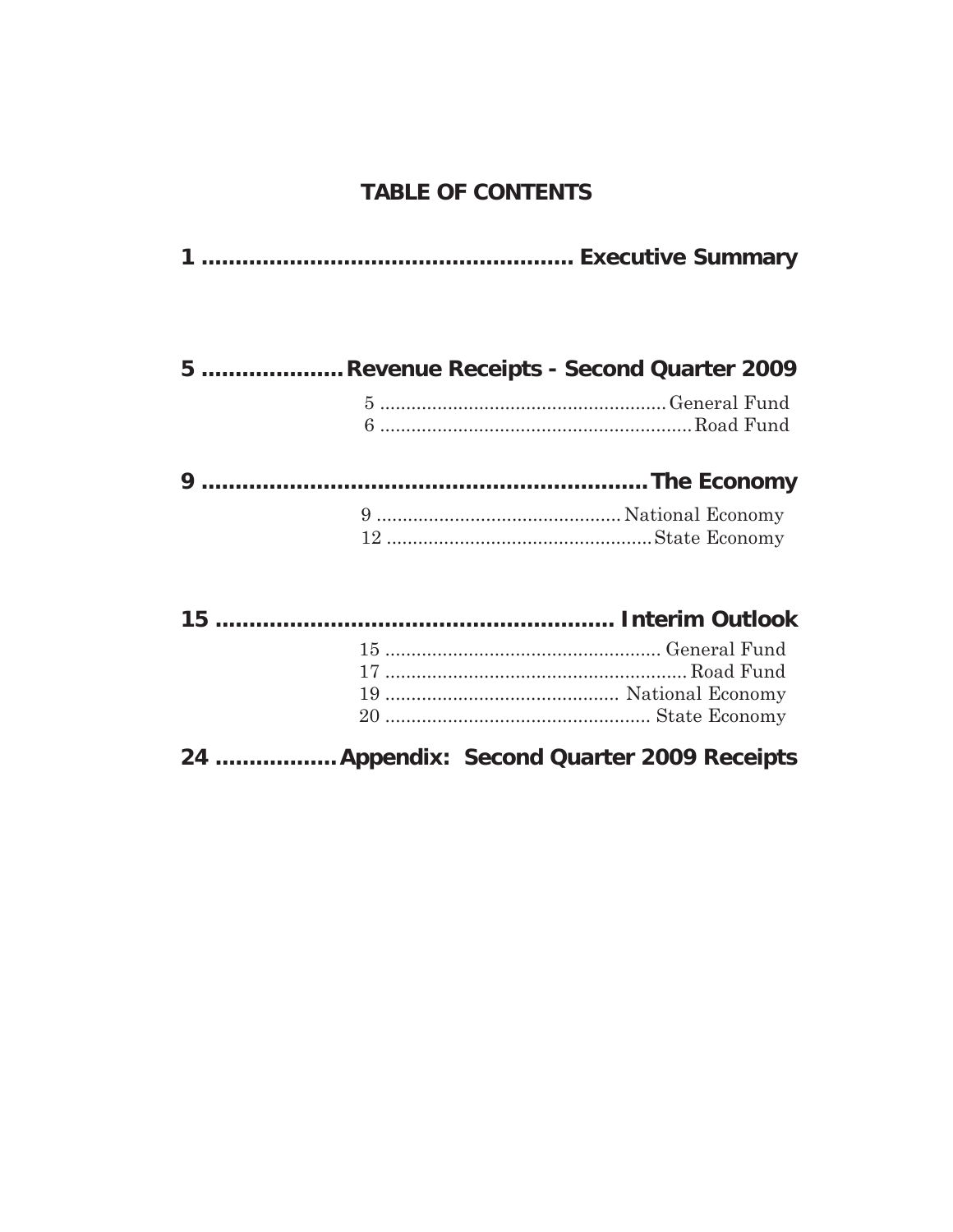# TABLE OF CONTENTS

**1 ........................................................ Executive Summary**

**5 .................... Revenue Receipts - Second Quarter 2009**

5 ........................................................ General Fund
6 ........................................................ Road Fund

**9 ........................................................ The Economy**

9 ........................................................ National Economy
12 ........................................................ State Economy

**15 ........................................................ Interim Outlook**

15 ........................................................ General Fund
17 ........................................................ Road Fund
19 ........................................................ National Economy
20 ........................................................ State Economy

**24 ................. Appendix: Second Quarter 2009 Receipts**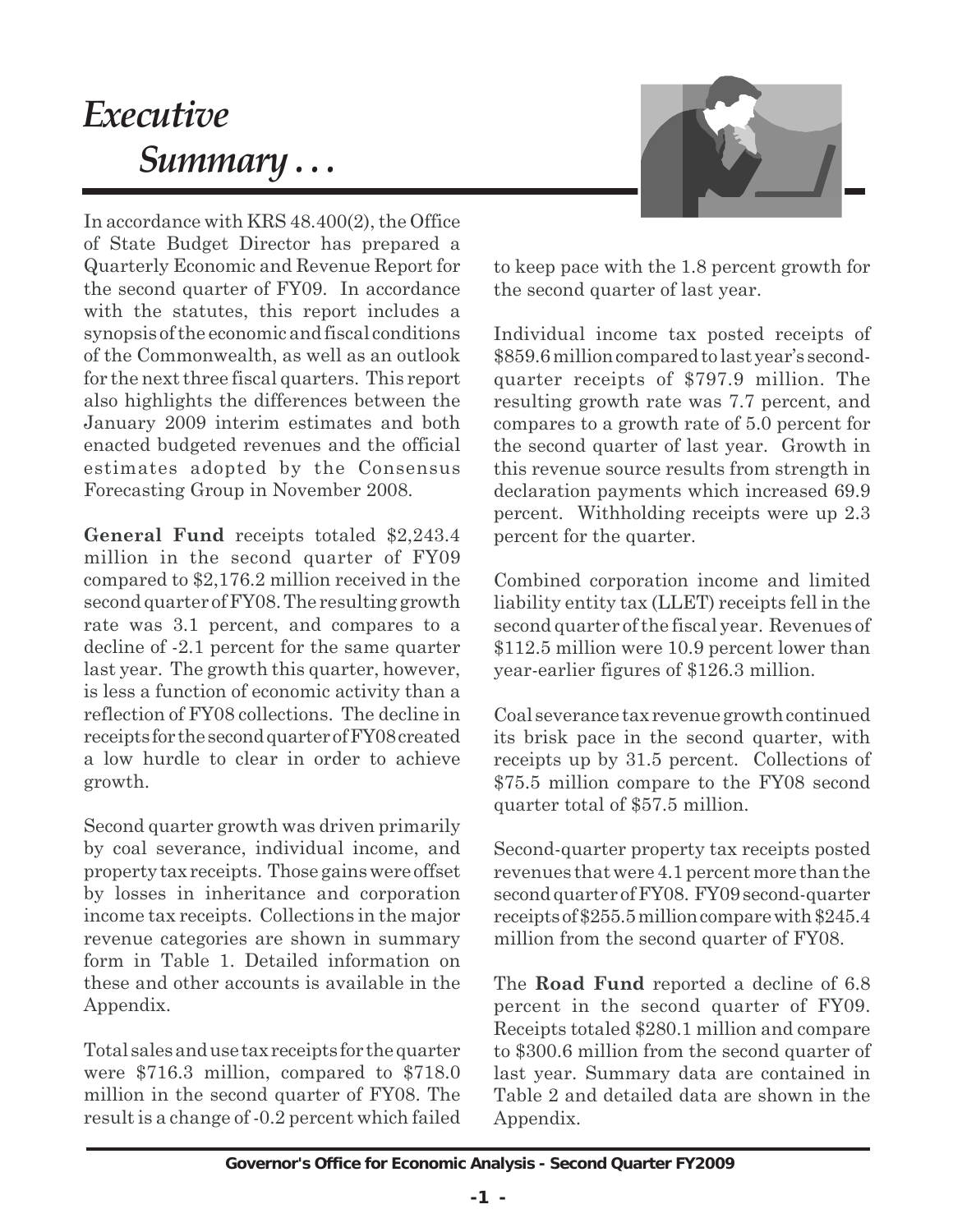# *Executive Summary . . .*

In accordance with KRS 48.400(2), the Office of State Budget Director has prepared a Quarterly Economic and Revenue Report for the second quarter of FY09. In accordance with the statutes, this report includes a synopsis of the economic and fiscal conditions of the Commonwealth, as well as an outlook for the next three fiscal quarters. This report also highlights the differences between the January 2009 interim estimates and both enacted budgeted revenues and the official estimates adopted by the Consensus Forecasting Group in November 2008.

**General Fund** receipts totaled $2,243.4 million in the second quarter of FY09 compared to $2,176.2 million received in the second quarter of FY08. The resulting growth rate was 3.1 percent, and compares to a decline of -2.1 percent for the same quarter last year. The growth this quarter, however, is less a function of economic activity than a reflection of FY08 collections. The decline in receipts for the second quarter of FY08 created a low hurdle to clear in order to achieve growth.

Second quarter growth was driven primarily by coal severance, individual income, and property tax receipts. Those gains were offset by losses in inheritance and corporation income tax receipts. Collections in the major revenue categories are shown in summary form in Table 1. Detailed information on these and other accounts is available in the Appendix.

Total sales and use tax receipts for the quarter were $716.3 million, compared to $718.0 million in the second quarter of FY08. The result is a change of -0.2 percent which failed to keep pace with the 1.8 percent growth for the second quarter of last year.

Individual income tax posted receipts of $859.6 million compared to last year's second-quarter receipts of $797.9 million. The resulting growth rate was 7.7 percent, and compares to a growth rate of 5.0 percent for the second quarter of last year. Growth in this revenue source results from strength in declaration payments which increased 69.9 percent. Withholding receipts were up 2.3 percent for the quarter.

Combined corporation income and limited liability entity tax (LLET) receipts fell in the second quarter of the fiscal year. Revenues of $112.5 million were 10.9 percent lower than year-earlier figures of $126.3 million.

Coal severance tax revenue growth continued its brisk pace in the second quarter, with receipts up by 31.5 percent. Collections of $75.5 million compare to the FY08 second quarter total of $57.5 million.

Second-quarter property tax receipts posted revenues that were 4.1 percent more than the second quarter of FY08. FY09 second-quarter receipts of $255.5 million compare with $245.4 million from the second quarter of FY08.

The **Road Fund** reported a decline of 6.8 percent in the second quarter of FY09. Receipts totaled $280.1 million and compare to $300.6 million from the second quarter of last year. Summary data are contained in Table 2 and detailed data are shown in the Appendix.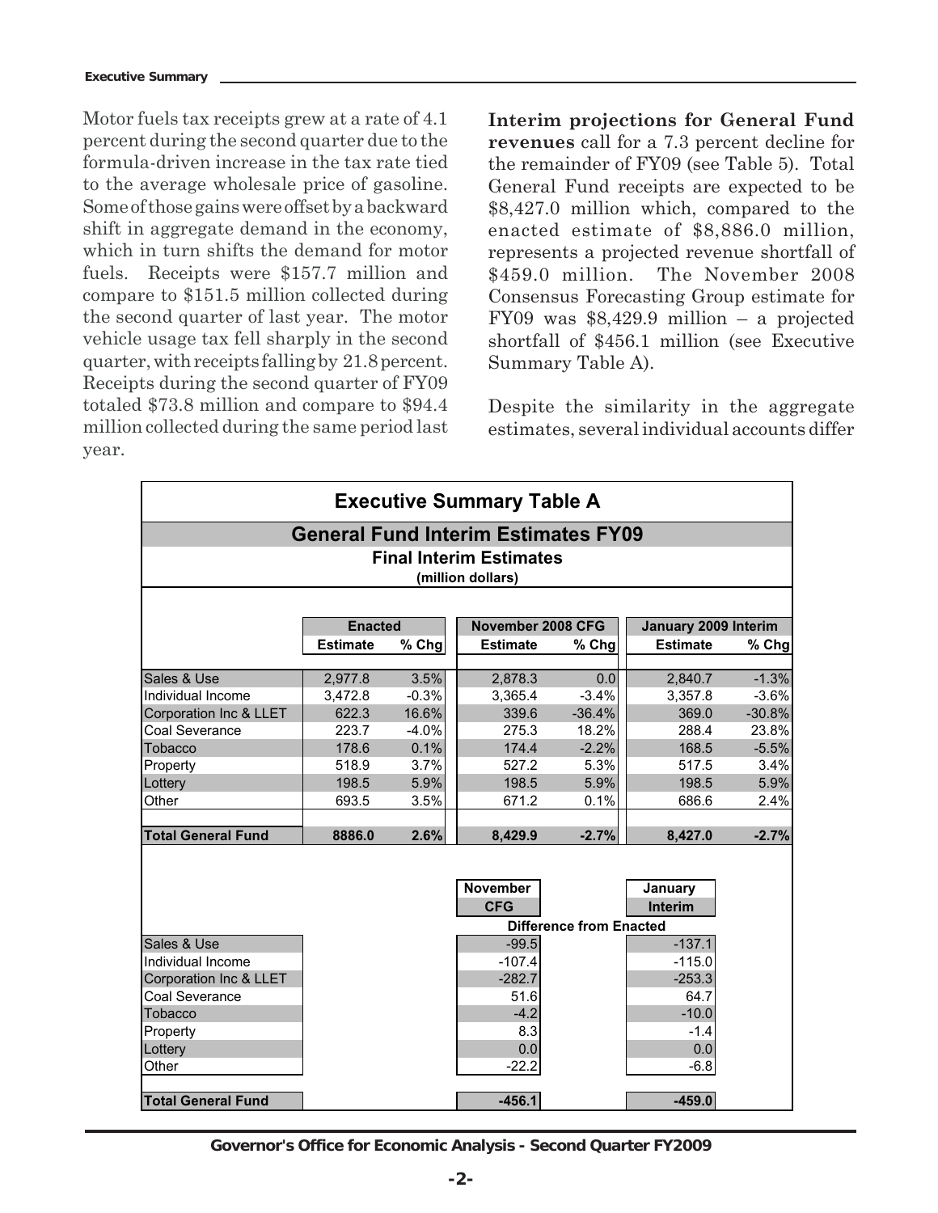Motor fuels tax receipts grew at a rate of 4.1 percent during the second quarter due to the formula-driven increase in the tax rate tied to the average wholesale price of gasoline. Some of those gains were offset by a backward shift in aggregate demand in the economy, which in turn shifts the demand for motor fuels. Receipts were $157.7 million and compare to $151.5 million collected during the second quarter of last year. The motor vehicle usage tax fell sharply in the second quarter, with receipts falling by 21.8 percent. Receipts during the second quarter of FY09 totaled $73.8 million and compare to $94.4 million collected during the same period last year.

**Interim projections for General Fund revenues** call for a 7.3 percent decline for the remainder of FY09 (see Table 5). Total General Fund receipts are expected to be $8,427.0 million which, compared to the enacted estimate of $8,886.0 million, represents a projected revenue shortfall of $459.0 million. The November 2008 Consensus Forecasting Group estimate for FY09 was $8,429.9 million – a projected shortfall of $456.1 million (see Executive Summary Table A).

Despite the similarity in the aggregate estimates, several individual accounts differ

**Executive Summary Table A**

**General Fund Interim Estimates FY09**

**Final Interim Estimates**
(million dollars)

| | Enacted | | November 2008 CFG | | January 2009 Interim | |
|---|---|---|---|---|---|---|
| | Estimate | % Chg | Estimate | % Chg | Estimate | % Chg |
| Sales & Use | 2,977.8 | 3.5% | 2,878.3 | 0.0 | 2,840.7 | -1.3% |
| Individual Income | 3,472.8 | -0.3% | 3,365.4 | -3.4% | 3,357.8 | -3.6% |
| Corporation Inc & LLET | 622.3 | 16.6% | 339.6 | -36.4% | 369.0 | -30.8% |
| Coal Severance | 223.7 | -4.0% | 275.3 | 18.2% | 288.4 | 23.8% |
| Tobacco | 178.6 | 0.1% | 174.4 | -2.2% | 168.5 | -5.5% |
| Property | 518.9 | 3.7% | 527.2 | 5.3% | 517.5 | 3.4% |
| Lottery | 198.5 | 5.9% | 198.5 | 5.9% | 198.5 | 5.9% |
| Other | 693.5 | 3.5% | 671.2 | 0.1% | 686.6 | 2.4% |
| **Total General Fund** | **8886.0** | **2.6%** | **8,429.9** | **-2.7%** | **8,427.0** | **-2.7%** |

**Difference from Enacted**

| | November CFG | January Interim |
|---|---|---|
| Sales & Use | -99.5 | -137.1 |
| Individual Income | -107.4 | -115.0 |
| Corporation Inc & LLET | -282.7 | -253.3 |
| Coal Severance | 51.6 | 64.7 |
| Tobacco | -4.2 | -10.0 |
| Property | 8.3 | -1.4 |
| Lottery | 0.0 | 0.0 |
| Other | -22.2 | -6.8 |
| **Total General Fund** | **-456.1** | **-459.0** |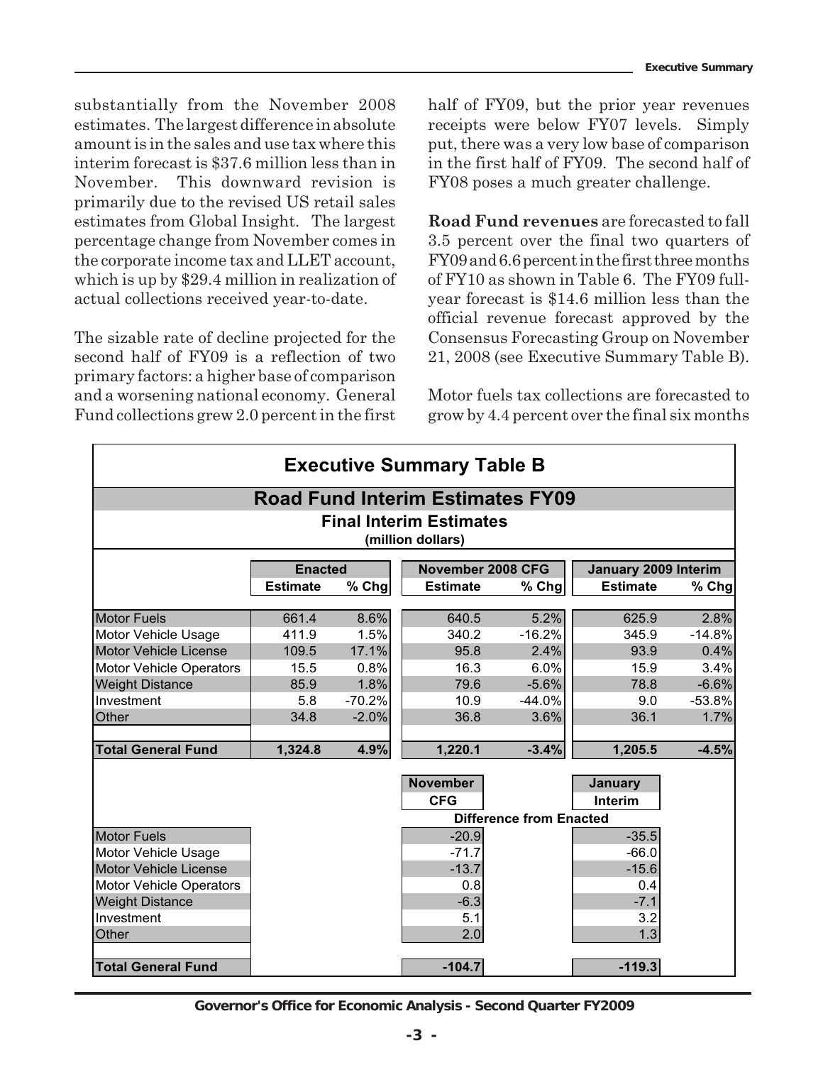substantially from the November 2008 estimates. The largest difference in absolute amount is in the sales and use tax where this interim forecast is $37.6 million less than in November. This downward revision is primarily due to the revised US retail sales estimates from Global Insight. The largest percentage change from November comes in the corporate income tax and LLET account, which is up by $29.4 million in realization of actual collections received year-to-date.

The sizable rate of decline projected for the second half of FY09 is a reflection of two primary factors: a higher base of comparison and a worsening national economy. General Fund collections grew 2.0 percent in the first half of FY09, but the prior year revenues receipts were below FY07 levels. Simply put, there was a very low base of comparison in the first half of FY09. The second half of FY08 poses a much greater challenge.

**Road Fund revenues** are forecasted to fall 3.5 percent over the final two quarters of FY09 and 6.6 percent in the first three months of FY10 as shown in Table 6. The FY09 full-year forecast is $14.6 million less than the official revenue forecast approved by the Consensus Forecasting Group on November 21, 2008 (see Executive Summary Table B).

Motor fuels tax collections are forecasted to grow by 4.4 percent over the final six months

## Executive Summary Table B

### Road Fund Interim Estimates FY09

**Final Interim Estimates**
(million dollars)

| | Enacted | | November 2008 CFG | | January 2009 Interim | |
|---|---|---|---|---|---|---|
| | Estimate | % Chg | Estimate | % Chg | Estimate | % Chg |
| Motor Fuels | 661.4 | 8.6% | 640.5 | 5.2% | 625.9 | 2.8% |
| Motor Vehicle Usage | 411.9 | 1.5% | 340.2 | -16.2% | 345.9 | -14.8% |
| Motor Vehicle License | 109.5 | 17.1% | 95.8 | 2.4% | 93.9 | 0.4% |
| Motor Vehicle Operators | 15.5 | 0.8% | 16.3 | 6.0% | 15.9 | 3.4% |
| Weight Distance | 85.9 | 1.8% | 79.6 | -5.6% | 78.8 | -6.6% |
| Investment | 5.8 | -70.2% | 10.9 | -44.0% | 9.0 | -53.8% |
| Other | 34.8 | -2.0% | 36.8 | 3.6% | 36.1 | 1.7% |
| **Total General Fund** | **1,324.8** | **4.9%** | **1,220.1** | **-3.4%** | **1,205.5** | **-4.5%** |

**Difference from Enacted**

| | November CFG | January Interim |
|---|---|---|
| Motor Fuels | -20.9 | -35.5 |
| Motor Vehicle Usage | -71.7 | -66.0 |
| Motor Vehicle License | -13.7 | -15.6 |
| Motor Vehicle Operators | 0.8 | 0.4 |
| Weight Distance | -6.3 | -7.1 |
| Investment | 5.1 | 3.2 |
| Other | 2.0 | 1.3 |
| **Total General Fund** | **-104.7** | **-119.3** |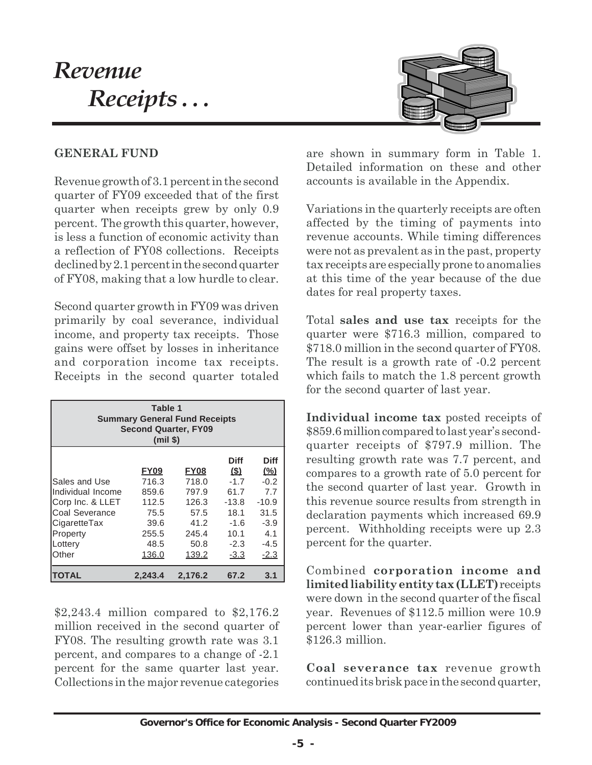# *Revenue Receipts . . .*

## GENERAL FUND

Revenue growth of 3.1 percent in the second quarter of FY09 exceeded that of the first quarter when receipts grew by only 0.9 percent. The growth this quarter, however, is less a function of economic activity than a reflection of FY08 collections. Receipts declined by 2.1 percent in the second quarter of FY08, making that a low hurdle to clear.

Second quarter growth in FY09 was driven primarily by coal severance, individual income, and property tax receipts. Those gains were offset by losses in inheritance and corporation income tax receipts. Receipts in the second quarter totaled $2,243.4 million compared to $2,176.2 million received in the second quarter of FY08. The resulting growth rate was 3.1 percent, and compares to a change of -2.1 percent for the same quarter last year. Collections in the major revenue categories are shown in summary form in Table 1. Detailed information on these and other accounts is available in the Appendix.

**Table 1**
**Summary General Fund Receipts**
**Second Quarter, FY09**
**(mil $)**

| | FY09 | FY08 | Diff ($) | Diff (%) |
|---|---|---|---|---|
| Sales and Use | 716.3 | 718.0 | -1.7 | -0.2 |
| Individual Income | 859.6 | 797.9 | 61.7 | 7.7 |
| Corp Inc. & LLET | 112.5 | 126.3 | -13.8 | -10.9 |
| Coal Severance | 75.5 | 57.5 | 18.1 | 31.5 |
| CigaretteTax | 39.6 | 41.2 | -1.6 | -3.9 |
| Property | 255.5 | 245.4 | 10.1 | 4.1 |
| Lottery | 48.5 | 50.8 | -2.3 | -4.5 |
| Other | 136.0 | 139.2 | -3.3 | -2.3 |
| **TOTAL** | **2,243.4** | **2,176.2** | **67.2** | **3.1** |

Variations in the quarterly receipts are often affected by the timing of payments into revenue accounts. While timing differences were not as prevalent as in the past, property tax receipts are especially prone to anomalies at this time of the year because of the due dates for real property taxes.

Total **sales and use tax** receipts for the quarter were $716.3 million, compared to $718.0 million in the second quarter of FY08. The result is a growth rate of -0.2 percent which fails to match the 1.8 percent growth for the second quarter of last year.

**Individual income tax** posted receipts of $859.6 million compared to last year's second-quarter receipts of $797.9 million. The resulting growth rate was 7.7 percent, and compares to a growth rate of 5.0 percent for the second quarter of last year. Growth in this revenue source results from strength in declaration payments which increased 69.9 percent. Withholding receipts were up 2.3 percent for the quarter.

Combined **corporation income and limited liability entity tax (LLET)** receipts were down in the second quarter of the fiscal year. Revenues of $112.5 million were 10.9 percent lower than year-earlier figures of $126.3 million.

**Coal severance tax** revenue growth continued its brisk pace in the second quarter,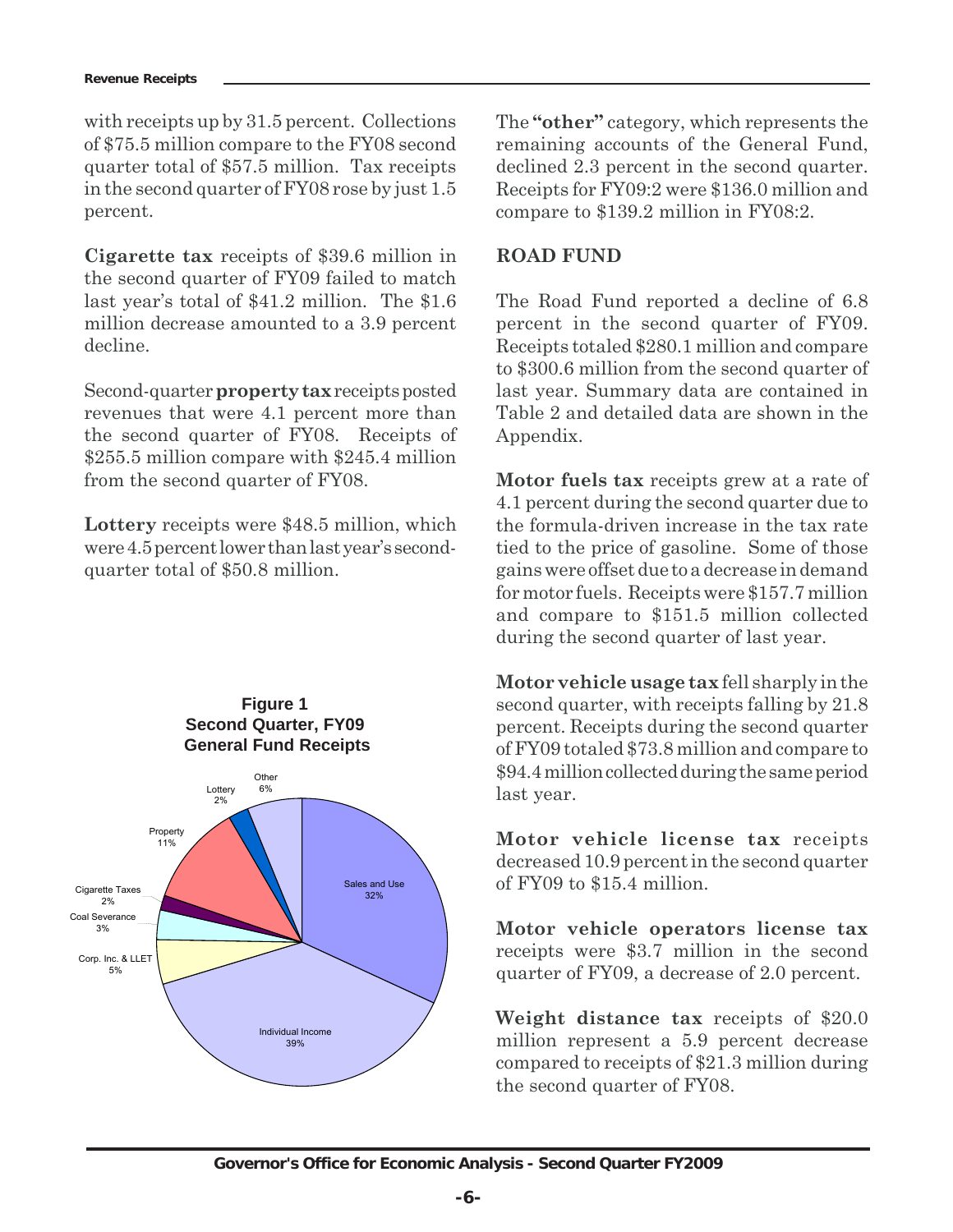with receipts up by 31.5 percent. Collections of $75.5 million compare to the FY08 second quarter total of $57.5 million. Tax receipts in the second quarter of FY08 rose by just 1.5 percent.

**Cigarette tax** receipts of $39.6 million in the second quarter of FY09 failed to match last year's total of $41.2 million. The $1.6 million decrease amounted to a 3.9 percent decline.

Second-quarter **property tax** receipts posted revenues that were 4.1 percent more than the second quarter of FY08. Receipts of $255.5 million compare with $245.4 million from the second quarter of FY08.

**Lottery** receipts were $48.5 million, which were 4.5 percent lower than last year's second-quarter total of $50.8 million.

**Figure 1**
**Second Quarter, FY09**
**General Fund Receipts**

| Category | Share |
|---|---|
| Sales and Use | 32% |
| Individual Income | 39% |
| Corp. Inc. & LLET | 5% |
| Coal Severance | 3% |
| Cigarette Taxes | 2% |
| Property | 11% |
| Lottery | 2% |
| Other | 6% |

The **"other"** category, which represents the remaining accounts of the General Fund, declined 2.3 percent in the second quarter. Receipts for FY09:2 were $136.0 million and compare to $139.2 million in FY08:2.

## ROAD FUND

The Road Fund reported a decline of 6.8 percent in the second quarter of FY09. Receipts totaled $280.1 million and compare to $300.6 million from the second quarter of last year. Summary data are contained in Table 2 and detailed data are shown in the Appendix.

**Motor fuels tax** receipts grew at a rate of 4.1 percent during the second quarter due to the formula-driven increase in the tax rate tied to the price of gasoline. Some of those gains were offset due to a decrease in demand for motor fuels. Receipts were $157.7 million and compare to $151.5 million collected during the second quarter of last year.

**Motor vehicle usage tax** fell sharply in the second quarter, with receipts falling by 21.8 percent. Receipts during the second quarter of FY09 totaled $73.8 million and compare to $94.4 million collected during the same period last year.

**Motor vehicle license tax** receipts decreased 10.9 percent in the second quarter of FY09 to $15.4 million.

**Motor vehicle operators license tax** receipts were $3.7 million in the second quarter of FY09, a decrease of 2.0 percent.

**Weight distance tax** receipts of $20.0 million represent a 5.9 percent decrease compared to receipts of $21.3 million during the second quarter of FY08.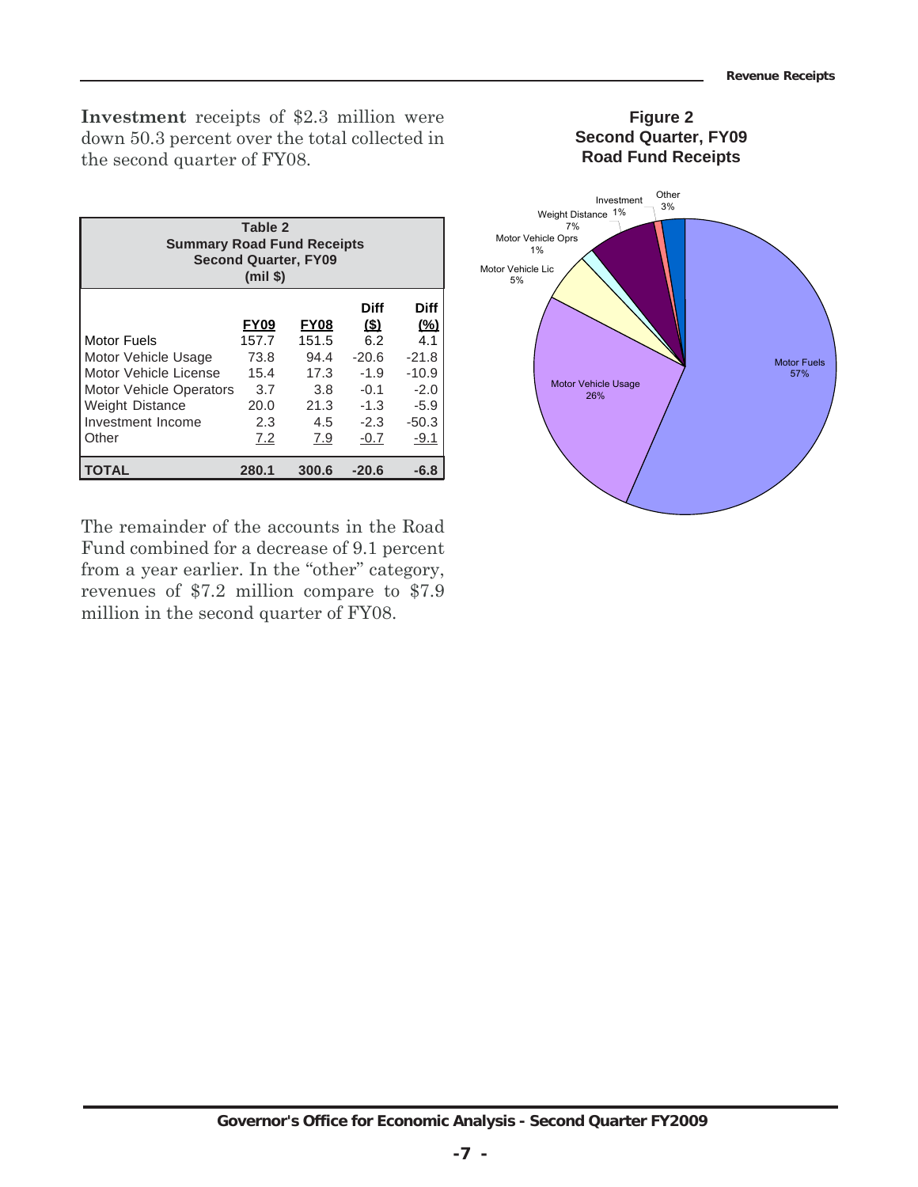**Investment** receipts of $2.3 million were down 50.3 percent over the total collected in the second quarter of FY08.

**Table 2**
**Summary Road Fund Receipts**
**Second Quarter, FY09**
**(mil $)**

| | FY09 | FY08 | Diff ($) | Diff (%) |
|---|---|---|---|---|
| Motor Fuels | 157.7 | 151.5 | 6.2 | 4.1 |
| Motor Vehicle Usage | 73.8 | 94.4 | -20.6 | -21.8 |
| Motor Vehicle License | 15.4 | 17.3 | -1.9 | -10.9 |
| Motor Vehicle Operators | 3.7 | 3.8 | -0.1 | -2.0 |
| Weight Distance | 20.0 | 21.3 | -1.3 | -5.9 |
| Investment Income | 2.3 | 4.5 | -2.3 | -50.3 |
| Other | 7.2 | 7.9 | -0.7 | -9.1 |
| **TOTAL** | **280.1** | **300.6** | **-20.6** | **-6.8** |

The remainder of the accounts in the Road Fund combined for a decrease of 9.1 percent from a year earlier. In the "other" category, revenues of $7.2 million compare to $7.9 million in the second quarter of FY08.

**Figure 2**
**Second Quarter, FY09**
**Road Fund Receipts**

Motor Fuels 57%; Motor Vehicle Usage 26%; Motor Vehicle Lic 5%; Motor Vehicle Oprs 1%; Weight Distance 7%; Investment 1%; Other 3%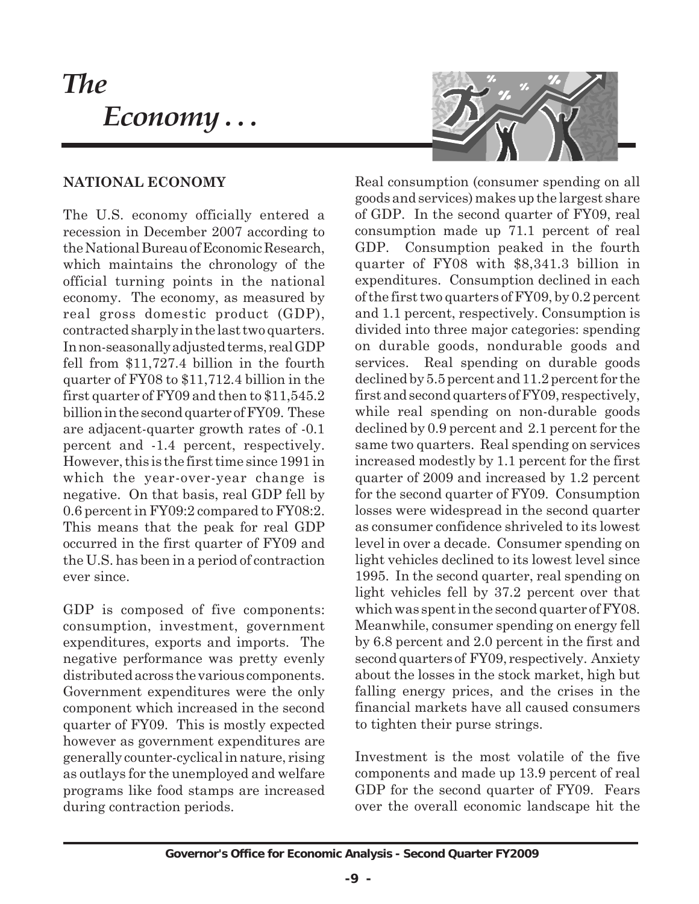# *The Economy . . .*

## NATIONAL ECONOMY

The U.S. economy officially entered a recession in December 2007 according to the National Bureau of Economic Research, which maintains the chronology of the official turning points in the national economy. The economy, as measured by real gross domestic product (GDP), contracted sharply in the last two quarters. In non-seasonally adjusted terms, real GDP fell from $11,727.4 billion in the fourth quarter of FY08 to $11,712.4 billion in the first quarter of FY09 and then to $11,545.2 billion in the second quarter of FY09. These are adjacent-quarter growth rates of -0.1 percent and -1.4 percent, respectively. However, this is the first time since 1991 in which the year-over-year change is negative. On that basis, real GDP fell by 0.6 percent in FY09:2 compared to FY08:2. This means that the peak for real GDP occurred in the first quarter of FY09 and the U.S. has been in a period of contraction ever since.

GDP is composed of five components: consumption, investment, government expenditures, exports and imports. The negative performance was pretty evenly distributed across the various components. Government expenditures were the only component which increased in the second quarter of FY09. This is mostly expected however as government expenditures are generally counter-cyclical in nature, rising as outlays for the unemployed and welfare programs like food stamps are increased during contraction periods.

Real consumption (consumer spending on all goods and services) makes up the largest share of GDP. In the second quarter of FY09, real consumption made up 71.1 percent of real GDP. Consumption peaked in the fourth quarter of FY08 with $8,341.3 billion in expenditures. Consumption declined in each of the first two quarters of FY09, by 0.2 percent and 1.1 percent, respectively. Consumption is divided into three major categories: spending on durable goods, nondurable goods and services. Real spending on durable goods declined by 5.5 percent and 11.2 percent for the first and second quarters of FY09, respectively, while real spending on non-durable goods declined by 0.9 percent and 2.1 percent for the same two quarters. Real spending on services increased modestly by 1.1 percent for the first quarter of 2009 and increased by 1.2 percent for the second quarter of FY09. Consumption losses were widespread in the second quarter as consumer confidence shriveled to its lowest level in over a decade. Consumer spending on light vehicles declined to its lowest level since 1995. In the second quarter, real spending on light vehicles fell by 37.2 percent over that which was spent in the second quarter of FY08. Meanwhile, consumer spending on energy fell by 6.8 percent and 2.0 percent in the first and second quarters of FY09, respectively. Anxiety about the losses in the stock market, high but falling energy prices, and the crises in the financial markets have all caused consumers to tighten their purse strings.

Investment is the most volatile of the five components and made up 13.9 percent of real GDP for the second quarter of FY09. Fears over the overall economic landscape hit the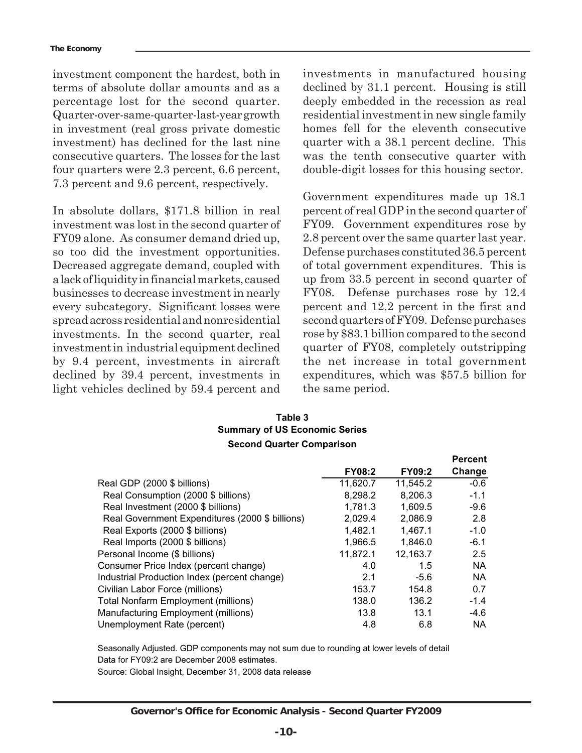investment component the hardest, both in terms of absolute dollar amounts and as a percentage lost for the second quarter. Quarter-over-same-quarter-last-year growth in investment (real gross private domestic investment) has declined for the last nine consecutive quarters. The losses for the last four quarters were 2.3 percent, 6.6 percent, 7.3 percent and 9.6 percent, respectively.

In absolute dollars, $171.8 billion in real investment was lost in the second quarter of FY09 alone. As consumer demand dried up, so too did the investment opportunities. Decreased aggregate demand, coupled with a lack of liquidity in financial markets, caused businesses to decrease investment in nearly every subcategory. Significant losses were spread across residential and nonresidential investments. In the second quarter, real investment in industrial equipment declined by 9.4 percent, investments in aircraft declined by 39.4 percent, investments in light vehicles declined by 59.4 percent and investments in manufactured housing declined by 31.1 percent. Housing is still deeply embedded in the recession as real residential investment in new single family homes fell for the eleventh consecutive quarter with a 38.1 percent decline. This was the tenth consecutive quarter with double-digit losses for this housing sector.

Government expenditures made up 18.1 percent of real GDP in the second quarter of FY09. Government expenditures rose by 2.8 percent over the same quarter last year. Defense purchases constituted 36.5 percent of total government expenditures. This is up from 33.5 percent in second quarter of FY08. Defense purchases rose by 12.4 percent and 12.2 percent in the first and second quarters of FY09. Defense purchases rose by $83.1 billion compared to the second quarter of FY08, completely outstripping the net increase in total government expenditures, which was $57.5 billion for the same period.

**Table 3**
**Summary of US Economic Series**
**Second Quarter Comparison**

| | FY08:2 | FY09:2 | Percent Change |
|---|---|---|---|
| Real GDP (2000 $ billions) | 11,620.7 | 11,545.2 | -0.6 |
| Real Consumption (2000 $ billions) | 8,298.2 | 8,206.3 | -1.1 |
| Real Investment (2000 $ billions) | 1,781.3 | 1,609.5 | -9.6 |
| Real Government Expenditures (2000 $ billions) | 2,029.4 | 2,086.9 | 2.8 |
| Real Exports (2000 $ billions) | 1,482.1 | 1,467.1 | -1.0 |
| Real Imports (2000 $ billions) | 1,966.5 | 1,846.0 | -6.1 |
| Personal Income ($ billions) | 11,872.1 | 12,163.7 | 2.5 |
| Consumer Price Index (percent change) | 4.0 | 1.5 | NA |
| Industrial Production Index (percent change) | 2.1 | -5.6 | NA |
| Civilian Labor Force (millions) | 153.7 | 154.8 | 0.7 |
| Total Nonfarm Employment (millions) | 138.0 | 136.2 | -1.4 |
| Manufacturing Employment (millions) | 13.8 | 13.1 | -4.6 |
| Unemployment Rate (percent) | 4.8 | 6.8 | NA |

Seasonally Adjusted. GDP components may not sum due to rounding at lower levels of detail
Data for FY09:2 are December 2008 estimates.
Source: Global Insight, December 31, 2008 data release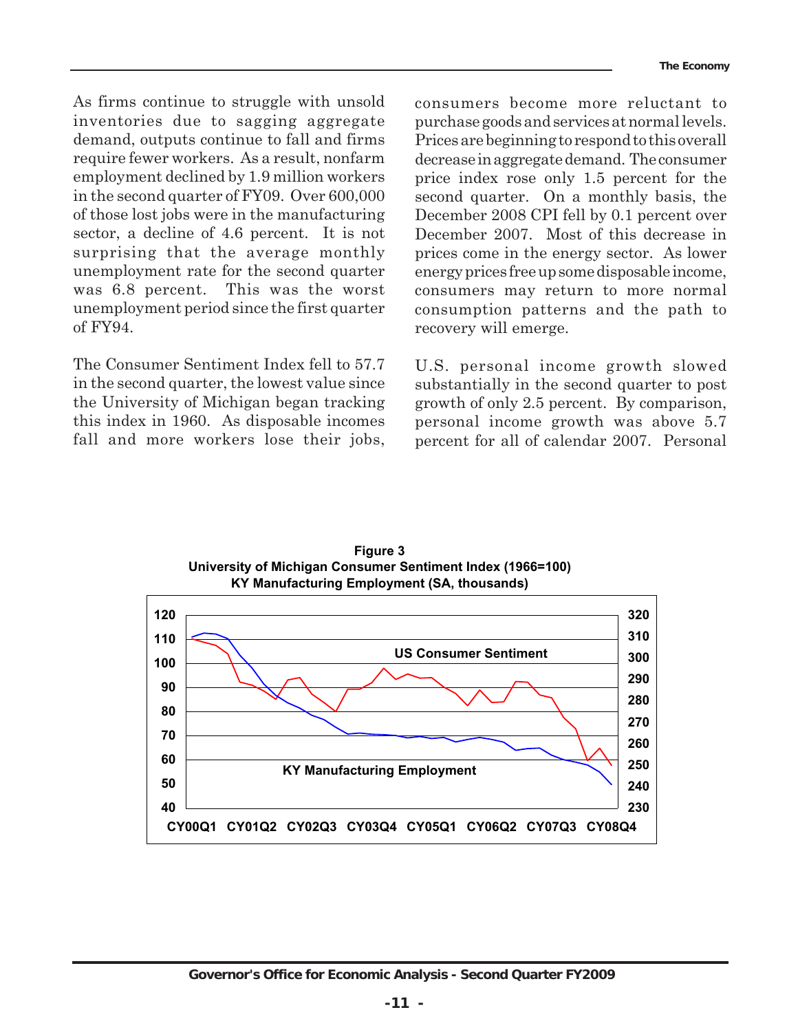As firms continue to struggle with unsold inventories due to sagging aggregate demand, outputs continue to fall and firms require fewer workers. As a result, nonfarm employment declined by 1.9 million workers in the second quarter of FY09. Over 600,000 of those lost jobs were in the manufacturing sector, a decline of 4.6 percent. It is not surprising that the average monthly unemployment rate for the second quarter was 6.8 percent. This was the worst unemployment period since the first quarter of FY94.

The Consumer Sentiment Index fell to 57.7 in the second quarter, the lowest value since the University of Michigan began tracking this index in 1960. As disposable incomes fall and more workers lose their jobs, consumers become more reluctant to purchase goods and services at normal levels. Prices are beginning to respond to this overall decrease in aggregate demand. The consumer price index rose only 1.5 percent for the second quarter. On a monthly basis, the December 2008 CPI fell by 0.1 percent over December 2007. Most of this decrease in prices come in the energy sector. As lower energy prices free up some disposable income, consumers may return to more normal consumption patterns and the path to recovery will emerge.

U.S. personal income growth slowed substantially in the second quarter to post growth of only 2.5 percent. By comparison, personal income growth was above 5.7 percent for all of calendar 2007. Personal

**Figure 3**
**University of Michigan Consumer Sentiment Index (1966=100)**
**KY Manufacturing Employment (SA, thousands)**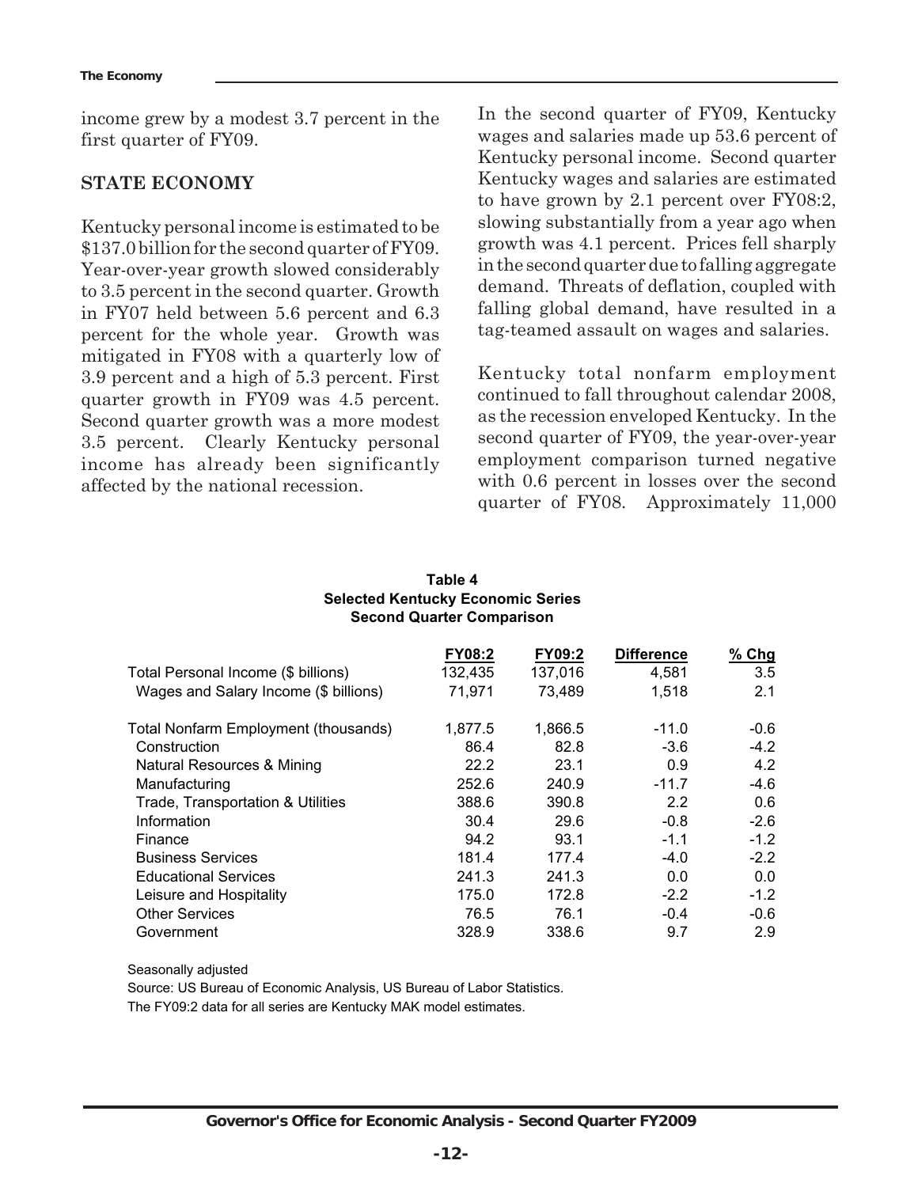income grew by a modest 3.7 percent in the first quarter of FY09.

**STATE ECONOMY**

Kentucky personal income is estimated to be \$137.0 billion for the second quarter of FY09. Year-over-year growth slowed considerably to 3.5 percent in the second quarter. Growth in FY07 held between 5.6 percent and 6.3 percent for the whole year. Growth was mitigated in FY08 with a quarterly low of 3.9 percent and a high of 5.3 percent. First quarter growth in FY09 was 4.5 percent. Second quarter growth was a more modest 3.5 percent. Clearly Kentucky personal income has already been significantly affected by the national recession.

In the second quarter of FY09, Kentucky wages and salaries made up 53.6 percent of Kentucky personal income. Second quarter Kentucky wages and salaries are estimated to have grown by 2.1 percent over FY08:2, slowing substantially from a year ago when growth was 4.1 percent. Prices fell sharply in the second quarter due to falling aggregate demand. Threats of deflation, coupled with falling global demand, have resulted in a tag-teamed assault on wages and salaries.

Kentucky total nonfarm employment continued to fall throughout calendar 2008, as the recession enveloped Kentucky. In the second quarter of FY09, the year-over-year employment comparison turned negative with 0.6 percent in losses over the second quarter of FY08. Approximately 11,000

**Table 4**
**Selected Kentucky Economic Series**
**Second Quarter Comparison**

| | FY08:2 | FY09:2 | Difference | % Chg |
|---|---|---|---|---|
| Total Personal Income (\$ billions) | 132,435 | 137,016 | 4,581 | 3.5 |
| Wages and Salary Income (\$ billions) | 71,971 | 73,489 | 1,518 | 2.1 |
| Total Nonfarm Employment (thousands) | 1,877.5 | 1,866.5 | -11.0 | -0.6 |
| Construction | 86.4 | 82.8 | -3.6 | -4.2 |
| Natural Resources & Mining | 22.2 | 23.1 | 0.9 | 4.2 |
| Manufacturing | 252.6 | 240.9 | -11.7 | -4.6 |
| Trade, Transportation & Utilities | 388.6 | 390.8 | 2.2 | 0.6 |
| Information | 30.4 | 29.6 | -0.8 | -2.6 |
| Finance | 94.2 | 93.1 | -1.1 | -1.2 |
| Business Services | 181.4 | 177.4 | -4.0 | -2.2 |
| Educational Services | 241.3 | 241.3 | 0.0 | 0.0 |
| Leisure and Hospitality | 175.0 | 172.8 | -2.2 | -1.2 |
| Other Services | 76.5 | 76.1 | -0.4 | -0.6 |
| Government | 328.9 | 338.6 | 9.7 | 2.9 |

Seasonally adjusted

Source: US Bureau of Economic Analysis, US Bureau of Labor Statistics.

The FY09:2 data for all series are Kentucky MAK model estimates.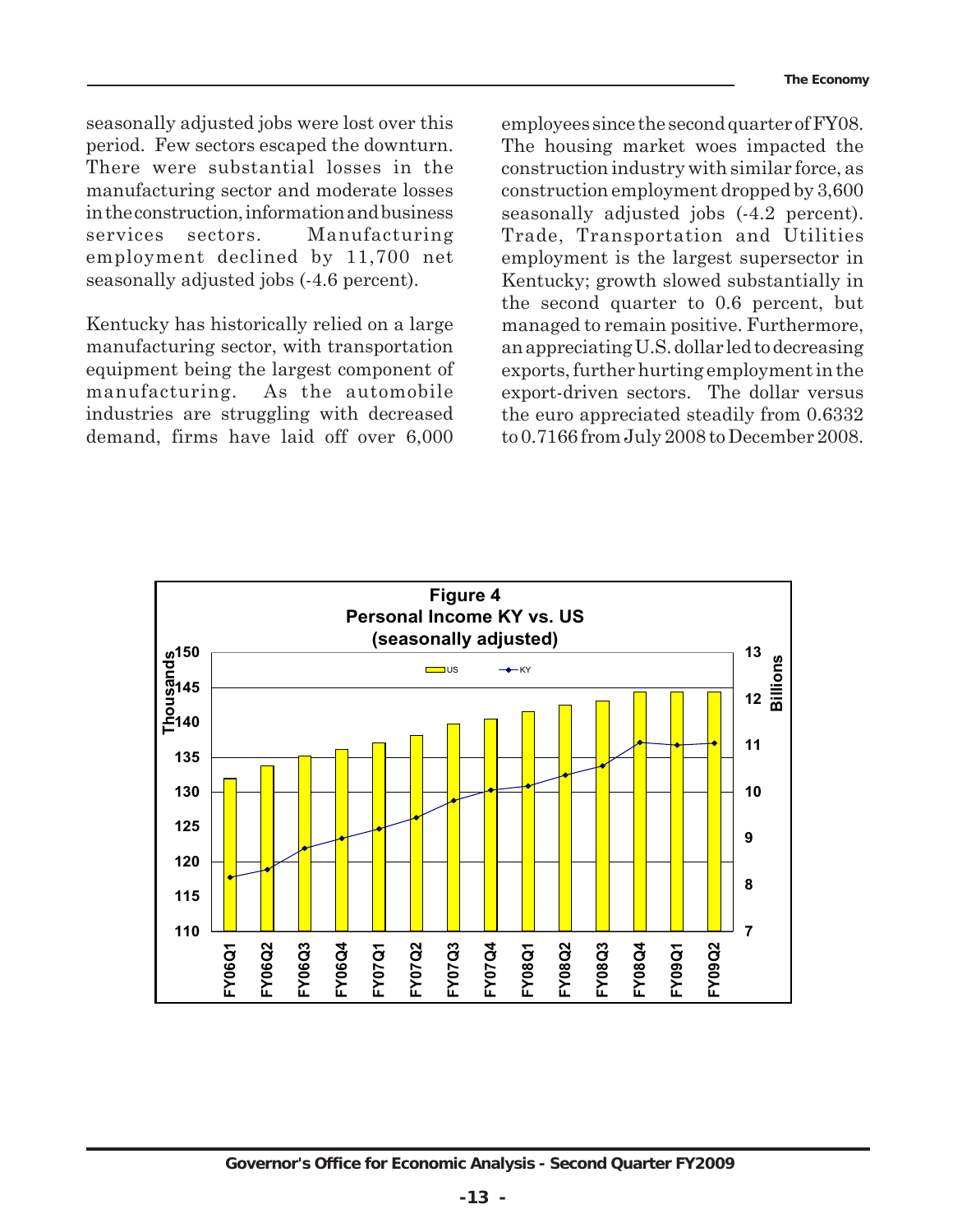seasonally adjusted jobs were lost over this period. Few sectors escaped the downturn. There were substantial losses in the manufacturing sector and moderate losses in the construction, information and business services sectors. Manufacturing employment declined by 11,700 net seasonally adjusted jobs (-4.6 percent).

Kentucky has historically relied on a large manufacturing sector, with transportation equipment being the largest component of manufacturing. As the automobile industries are struggling with decreased demand, firms have laid off over 6,000 employees since the second quarter of FY08. The housing market woes impacted the construction industry with similar force, as construction employment dropped by 3,600 seasonally adjusted jobs (-4.2 percent). Trade, Transportation and Utilities employment is the largest supersector in Kentucky; growth slowed substantially in the second quarter to 0.6 percent, but managed to remain positive. Furthermore, an appreciating U.S. dollar led to decreasing exports, further hurting employment in the export-driven sectors. The dollar versus the euro appreciated steadily from 0.6332 to 0.7166 from July 2008 to December 2008.

**Figure 4**
**Personal Income KY vs. US**
**(seasonally adjusted)**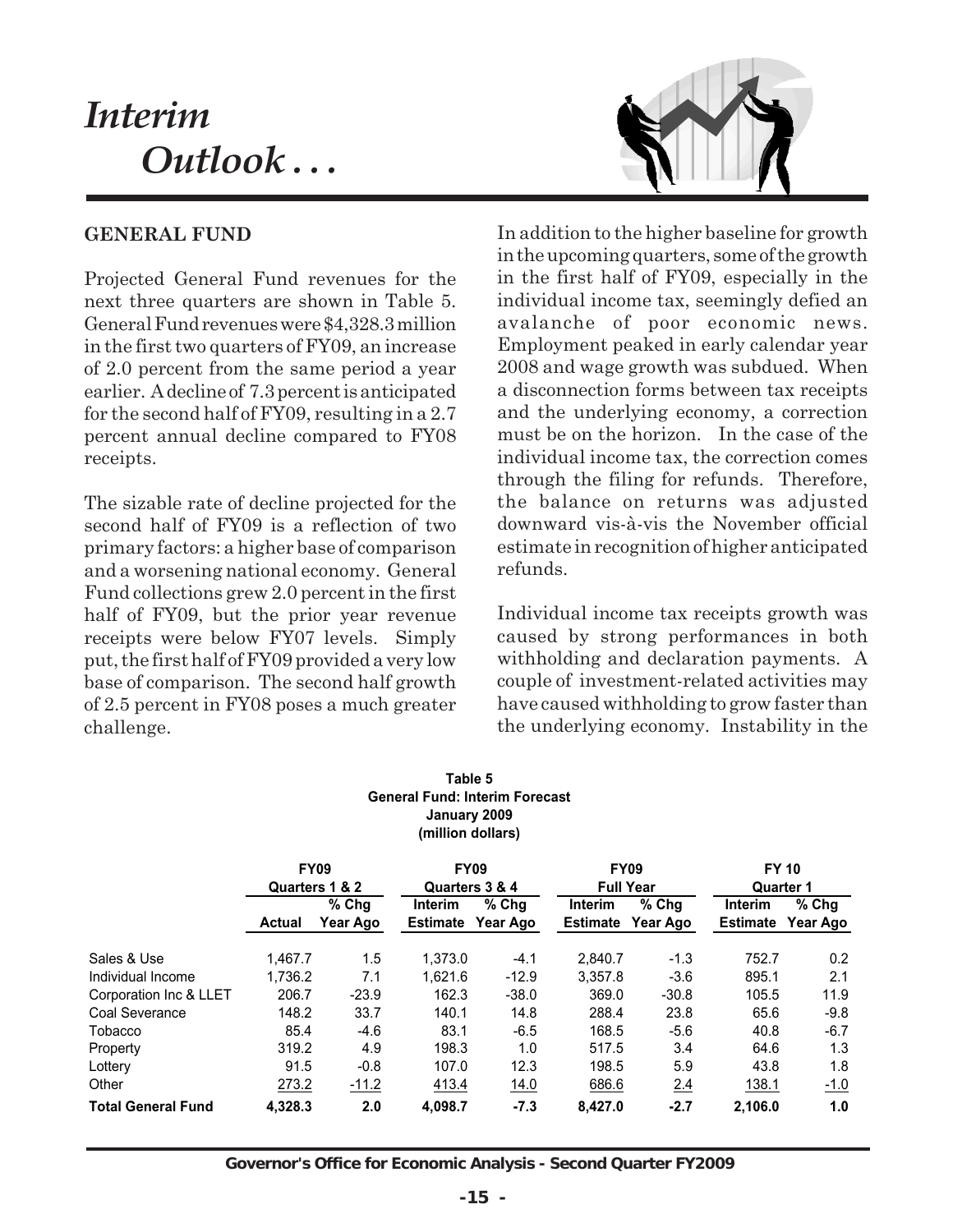# *Interim Outlook . . .*

**GENERAL FUND**

Projected General Fund revenues for the next three quarters are shown in Table 5. General Fund revenues were $4,328.3 million in the first two quarters of FY09, an increase of 2.0 percent from the same period a year earlier. A decline of 7.3 percent is anticipated for the second half of FY09, resulting in a 2.7 percent annual decline compared to FY08 receipts.

The sizable rate of decline projected for the second half of FY09 is a reflection of two primary factors: a higher base of comparison and a worsening national economy. General Fund collections grew 2.0 percent in the first half of FY09, but the prior year revenue receipts were below FY07 levels. Simply put, the first half of FY09 provided a very low base of comparison. The second half growth of 2.5 percent in FY08 poses a much greater challenge.

In addition to the higher baseline for growth in the upcoming quarters, some of the growth in the first half of FY09, especially in the individual income tax, seemingly defied an avalanche of poor economic news. Employment peaked in early calendar year 2008 and wage growth was subdued. When a disconnection forms between tax receipts and the underlying economy, a correction must be on the horizon. In the case of the individual income tax, the correction comes through the filing for refunds. Therefore, the balance on returns was adjusted downward vis-à-vis the November official estimate in recognition of higher anticipated refunds.

Individual income tax receipts growth was caused by strong performances in both withholding and declaration payments. A couple of investment-related activities may have caused withholding to grow faster than the underlying economy. Instability in the

**Table 5**
**General Fund: Interim Forecast**
**January 2009**
**(million dollars)**

| | FY09 Quarters 1 & 2 | | FY09 Quarters 3 & 4 | | FY09 Full Year | | FY 10 Quarter 1 | |
|---|---|---|---|---|---|---|---|---|
| | Actual | % Chg Year Ago | Interim Estimate | % Chg Year Ago | Interim Estimate | % Chg Year Ago | Interim Estimate | % Chg Year Ago |
| Sales & Use | 1,467.7 | 1.5 | 1,373.0 | -4.1 | 2,840.7 | -1.3 | 752.7 | 0.2 |
| Individual Income | 1,736.2 | 7.1 | 1,621.6 | -12.9 | 3,357.8 | -3.6 | 895.1 | 2.1 |
| Corporation Inc & LLET | 206.7 | -23.9 | 162.3 | -38.0 | 369.0 | -30.8 | 105.5 | 11.9 |
| Coal Severance | 148.2 | 33.7 | 140.1 | 14.8 | 288.4 | 23.8 | 65.6 | -9.8 |
| Tobacco | 85.4 | -4.6 | 83.1 | -6.5 | 168.5 | -5.6 | 40.8 | -6.7 |
| Property | 319.2 | 4.9 | 198.3 | 1.0 | 517.5 | 3.4 | 64.6 | 1.3 |
| Lottery | 91.5 | -0.8 | 107.0 | 12.3 | 198.5 | 5.9 | 43.8 | 1.8 |
| Other | 273.2 | -11.2 | 413.4 | 14.0 | 686.6 | 2.4 | 138.1 | -1.0 |
| **Total General Fund** | **4,328.3** | **2.0** | **4,098.7** | **-7.3** | **8,427.0** | **-2.7** | **2,106.0** | **1.0** |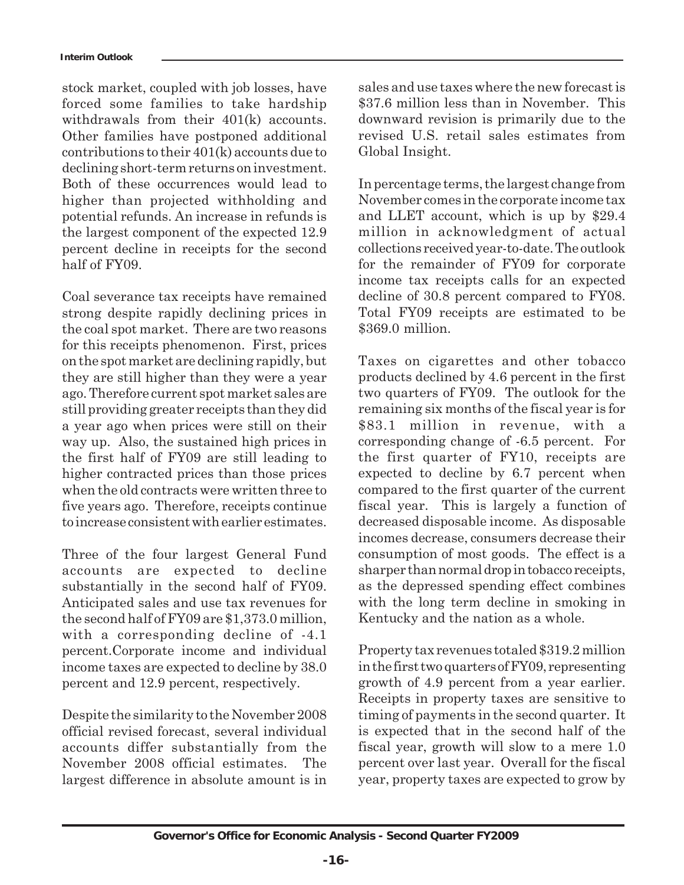stock market, coupled with job losses, have forced some families to take hardship withdrawals from their 401(k) accounts. Other families have postponed additional contributions to their 401(k) accounts due to declining short-term returns on investment. Both of these occurrences would lead to higher than projected withholding and potential refunds. An increase in refunds is the largest component of the expected 12.9 percent decline in receipts for the second half of FY09.

Coal severance tax receipts have remained strong despite rapidly declining prices in the coal spot market. There are two reasons for this receipts phenomenon. First, prices on the spot market are declining rapidly, but they are still higher than they were a year ago. Therefore current spot market sales are still providing greater receipts than they did a year ago when prices were still on their way up. Also, the sustained high prices in the first half of FY09 are still leading to higher contracted prices than those prices when the old contracts were written three to five years ago. Therefore, receipts continue to increase consistent with earlier estimates.

Three of the four largest General Fund accounts are expected to decline substantially in the second half of FY09. Anticipated sales and use tax revenues for the second half of FY09 are $1,373.0 million, with a corresponding decline of -4.1 percent.Corporate income and individual income taxes are expected to decline by 38.0 percent and 12.9 percent, respectively.

Despite the similarity to the November 2008 official revised forecast, several individual accounts differ substantially from the November 2008 official estimates. The largest difference in absolute amount is in sales and use taxes where the new forecast is $37.6 million less than in November. This downward revision is primarily due to the revised U.S. retail sales estimates from Global Insight.

In percentage terms, the largest change from November comes in the corporate income tax and LLET account, which is up by $29.4 million in acknowledgment of actual collections received year-to-date. The outlook for the remainder of FY09 for corporate income tax receipts calls for an expected decline of 30.8 percent compared to FY08. Total FY09 receipts are estimated to be $369.0 million.

Taxes on cigarettes and other tobacco products declined by 4.6 percent in the first two quarters of FY09. The outlook for the remaining six months of the fiscal year is for $83.1 million in revenue, with a corresponding change of -6.5 percent. For the first quarter of FY10, receipts are expected to decline by 6.7 percent when compared to the first quarter of the current fiscal year. This is largely a function of decreased disposable income. As disposable incomes decrease, consumers decrease their consumption of most goods. The effect is a sharper than normal drop in tobacco receipts, as the depressed spending effect combines with the long term decline in smoking in Kentucky and the nation as a whole.

Property tax revenues totaled $319.2 million in the first two quarters of FY09, representing growth of 4.9 percent from a year earlier. Receipts in property taxes are sensitive to timing of payments in the second quarter. It is expected that in the second half of the fiscal year, growth will slow to a mere 1.0 percent over last year. Overall for the fiscal year, property taxes are expected to grow by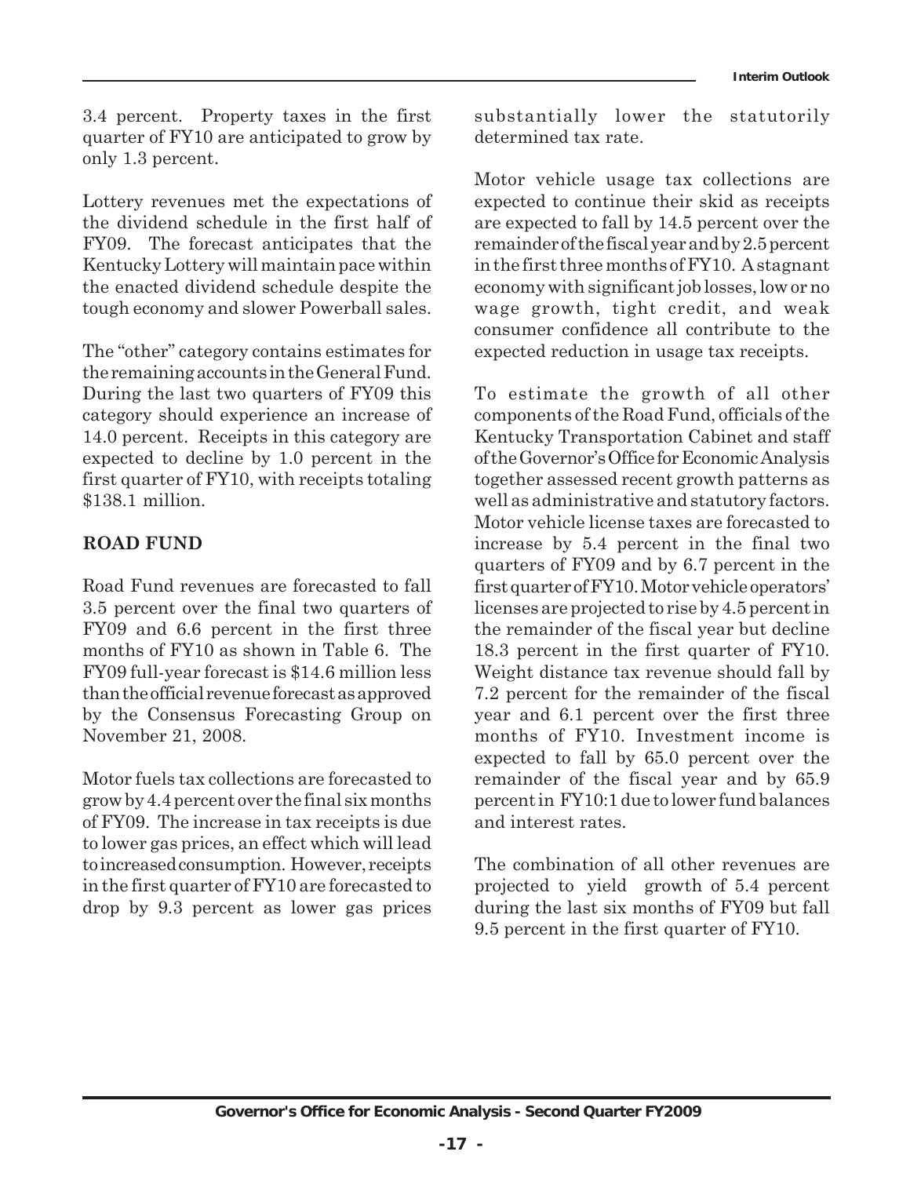3.4 percent. Property taxes in the first quarter of FY10 are anticipated to grow by only 1.3 percent.

Lottery revenues met the expectations of the dividend schedule in the first half of FY09. The forecast anticipates that the Kentucky Lottery will maintain pace within the enacted dividend schedule despite the tough economy and slower Powerball sales.

The "other" category contains estimates for the remaining accounts in the General Fund. During the last two quarters of FY09 this category should experience an increase of 14.0 percent. Receipts in this category are expected to decline by 1.0 percent in the first quarter of FY10, with receipts totaling \$138.1 million.

## ROAD FUND

Road Fund revenues are forecasted to fall 3.5 percent over the final two quarters of FY09 and 6.6 percent in the first three months of FY10 as shown in Table 6. The FY09 full-year forecast is \$14.6 million less than the official revenue forecast as approved by the Consensus Forecasting Group on November 21, 2008.

Motor fuels tax collections are forecasted to grow by 4.4 percent over the final six months of FY09. The increase in tax receipts is due to lower gas prices, an effect which will lead to increased consumption. However, receipts in the first quarter of FY10 are forecasted to drop by 9.3 percent as lower gas prices substantially lower the statutorily determined tax rate.

Motor vehicle usage tax collections are expected to continue their skid as receipts are expected to fall by 14.5 percent over the remainder of the fiscal year and by 2.5 percent in the first three months of FY10. A stagnant economy with significant job losses, low or no wage growth, tight credit, and weak consumer confidence all contribute to the expected reduction in usage tax receipts.

To estimate the growth of all other components of the Road Fund, officials of the Kentucky Transportation Cabinet and staff of the Governor's Office for Economic Analysis together assessed recent growth patterns as well as administrative and statutory factors. Motor vehicle license taxes are forecasted to increase by 5.4 percent in the final two quarters of FY09 and by 6.7 percent in the first quarter of FY10. Motor vehicle operators' licenses are projected to rise by 4.5 percent in the remainder of the fiscal year but decline 18.3 percent in the first quarter of FY10. Weight distance tax revenue should fall by 7.2 percent for the remainder of the fiscal year and 6.1 percent over the first three months of FY10. Investment income is expected to fall by 65.0 percent over the remainder of the fiscal year and by 65.9 percent in FY10:1 due to lower fund balances and interest rates.

The combination of all other revenues are projected to yield growth of 5.4 percent during the last six months of FY09 but fall 9.5 percent in the first quarter of FY10.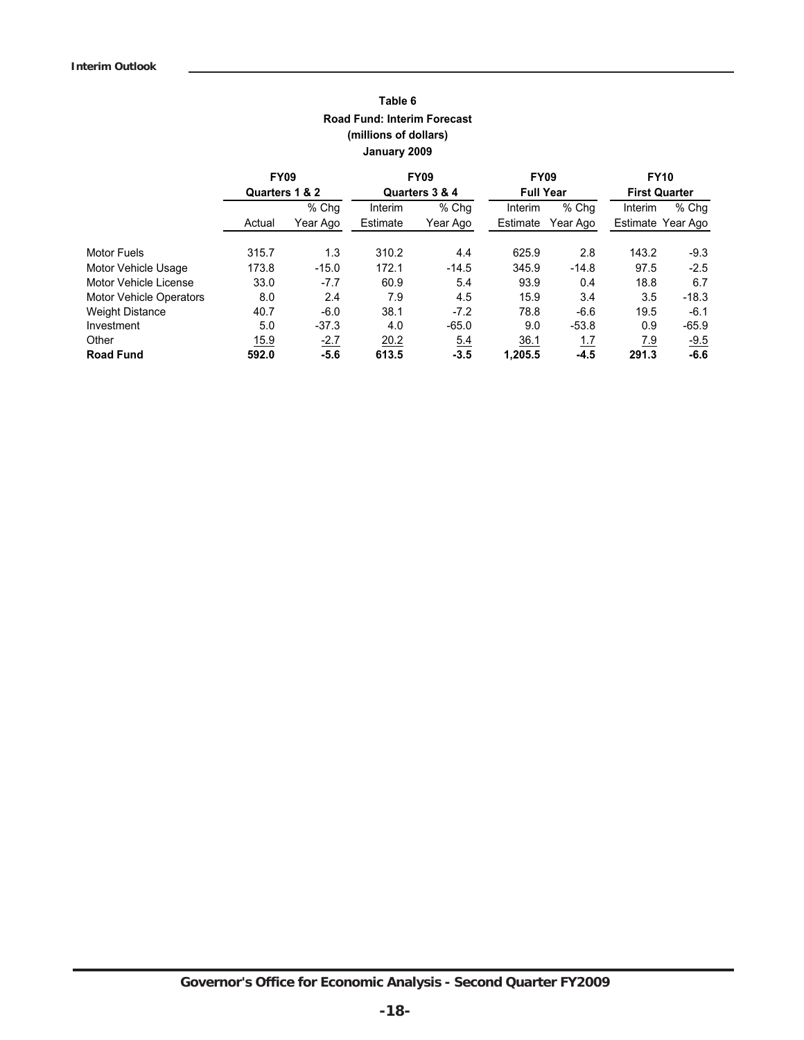**Table 6**
**Road Fund: Interim Forecast**
**(millions of dollars)**
**January 2009**

| | FY09 Quarters 1 & 2 | | FY09 Quarters 3 & 4 | | FY09 Full Year | | FY10 First Quarter | |
|---|---|---|---|---|---|---|---|---|
| | Actual | % Chg Year Ago | Interim Estimate | % Chg Year Ago | Interim Estimate | % Chg Year Ago | Interim Estimate | % Chg Year Ago |
| Motor Fuels | 315.7 | 1.3 | 310.2 | 4.4 | 625.9 | 2.8 | 143.2 | -9.3 |
| Motor Vehicle Usage | 173.8 | -15.0 | 172.1 | -14.5 | 345.9 | -14.8 | 97.5 | -2.5 |
| Motor Vehicle License | 33.0 | -7.7 | 60.9 | 5.4 | 93.9 | 0.4 | 18.8 | 6.7 |
| Motor Vehicle Operators | 8.0 | 2.4 | 7.9 | 4.5 | 15.9 | 3.4 | 3.5 | -18.3 |
| Weight Distance | 40.7 | -6.0 | 38.1 | -7.2 | 78.8 | -6.6 | 19.5 | -6.1 |
| Investment | 5.0 | -37.3 | 4.0 | -65.0 | 9.0 | -53.8 | 0.9 | -65.9 |
| Other | 15.9 | -2.7 | 20.2 | 5.4 | 36.1 | 1.7 | 7.9 | -9.5 |
| **Road Fund** | **592.0** | **-5.6** | **613.5** | **-3.5** | **1,205.5** | **-4.5** | **291.3** | **-6.6** |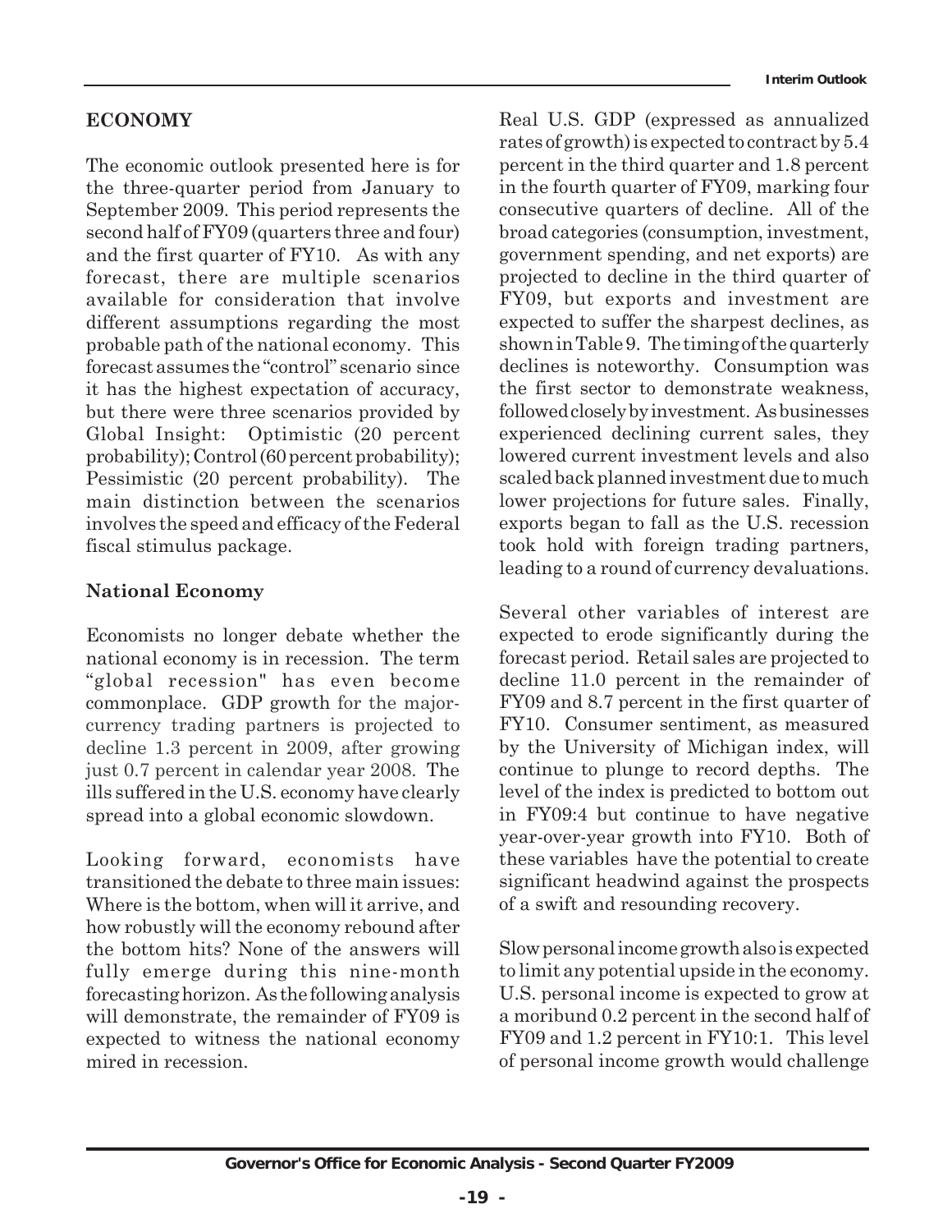## ECONOMY

The economic outlook presented here is for the three-quarter period from January to September 2009. This period represents the second half of FY09 (quarters three and four) and the first quarter of FY10. As with any forecast, there are multiple scenarios available for consideration that involve different assumptions regarding the most probable path of the national economy. This forecast assumes the "control" scenario since it has the highest expectation of accuracy, but there were three scenarios provided by Global Insight: Optimistic (20 percent probability); Control (60 percent probability); Pessimistic (20 percent probability). The main distinction between the scenarios involves the speed and efficacy of the Federal fiscal stimulus package.

### National Economy

Economists no longer debate whether the national economy is in recession. The term "global recession" has even become commonplace. GDP growth for the major-currency trading partners is projected to decline 1.3 percent in 2009, after growing just 0.7 percent in calendar year 2008. The ills suffered in the U.S. economy have clearly spread into a global economic slowdown.

Looking forward, economists have transitioned the debate to three main issues: Where is the bottom, when will it arrive, and how robustly will the economy rebound after the bottom hits? None of the answers will fully emerge during this nine-month forecasting horizon. As the following analysis will demonstrate, the remainder of FY09 is expected to witness the national economy mired in recession.

Real U.S. GDP (expressed as annualized rates of growth) is expected to contract by 5.4 percent in the third quarter and 1.8 percent in the fourth quarter of FY09, marking four consecutive quarters of decline. All of the broad categories (consumption, investment, government spending, and net exports) are projected to decline in the third quarter of FY09, but exports and investment are expected to suffer the sharpest declines, as shown in Table 9. The timing of the quarterly declines is noteworthy. Consumption was the first sector to demonstrate weakness, followed closely by investment. As businesses experienced declining current sales, they lowered current investment levels and also scaled back planned investment due to much lower projections for future sales. Finally, exports began to fall as the U.S. recession took hold with foreign trading partners, leading to a round of currency devaluations.

Several other variables of interest are expected to erode significantly during the forecast period. Retail sales are projected to decline 11.0 percent in the remainder of FY09 and 8.7 percent in the first quarter of FY10. Consumer sentiment, as measured by the University of Michigan index, will continue to plunge to record depths. The level of the index is predicted to bottom out in FY09:4 but continue to have negative year-over-year growth into FY10. Both of these variables have the potential to create significant headwind against the prospects of a swift and resounding recovery.

Slow personal income growth also is expected to limit any potential upside in the economy. U.S. personal income is expected to grow at a moribund 0.2 percent in the second half of FY09 and 1.2 percent in FY10:1. This level of personal income growth would challenge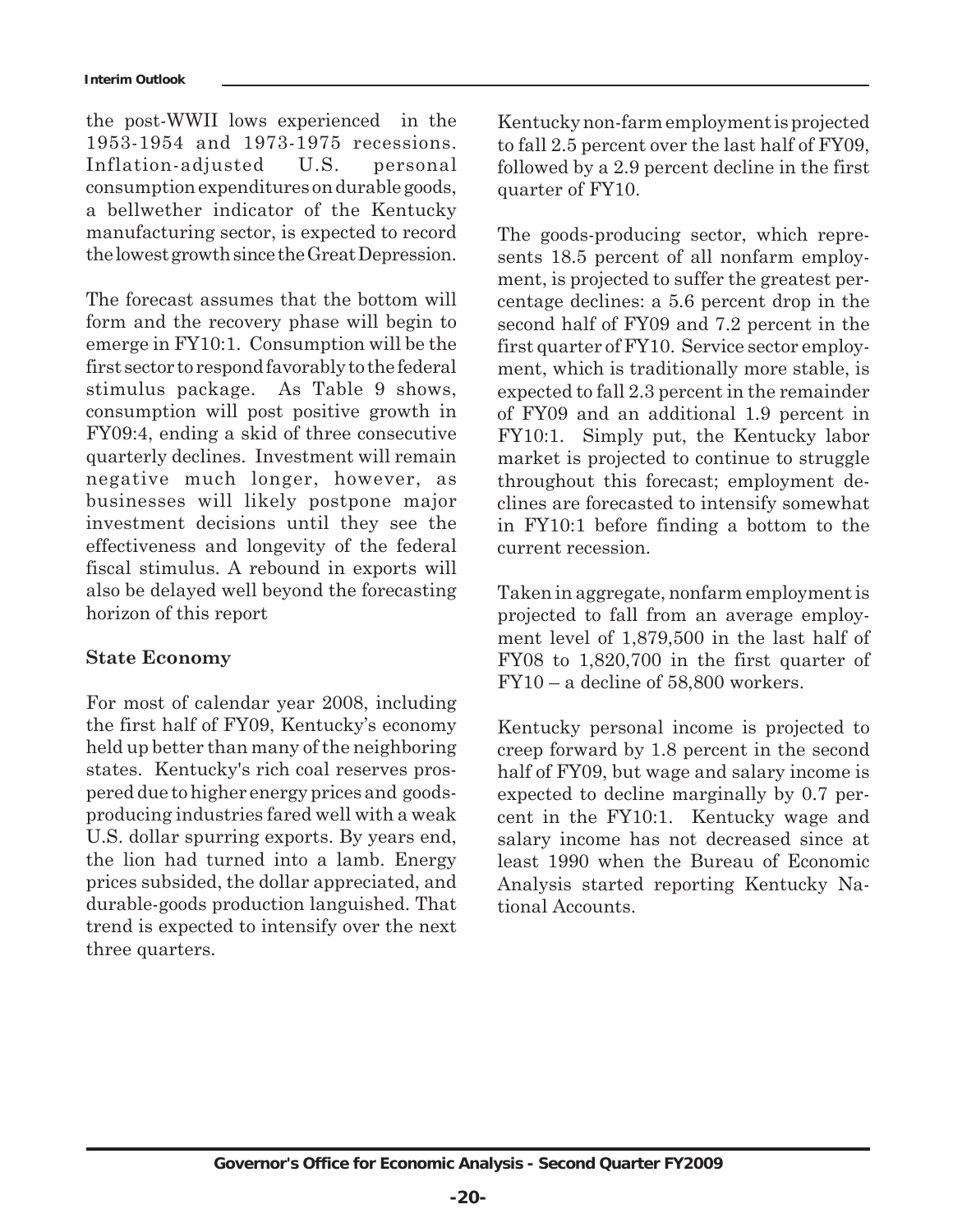the post-WWII lows experienced in the 1953-1954 and 1973-1975 recessions. Inflation-adjusted U.S. personal consumption expenditures on durable goods, a bellwether indicator of the Kentucky manufacturing sector, is expected to record the lowest growth since the Great Depression.

The forecast assumes that the bottom will form and the recovery phase will begin to emerge in FY10:1. Consumption will be the first sector to respond favorably to the federal stimulus package. As Table 9 shows, consumption will post positive growth in FY09:4, ending a skid of three consecutive quarterly declines. Investment will remain negative much longer, however, as businesses will likely postpone major investment decisions until they see the effectiveness and longevity of the federal fiscal stimulus. A rebound in exports will also be delayed well beyond the forecasting horizon of this report

**State Economy**

For most of calendar year 2008, including the first half of FY09, Kentucky's economy held up better than many of the neighboring states. Kentucky's rich coal reserves prospered due to higher energy prices and goods-producing industries fared well with a weak U.S. dollar spurring exports. By years end, the lion had turned into a lamb. Energy prices subsided, the dollar appreciated, and durable-goods production languished. That trend is expected to intensify over the next three quarters.

Kentucky non-farm employment is projected to fall 2.5 percent over the last half of FY09, followed by a 2.9 percent decline in the first quarter of FY10.

The goods-producing sector, which represents 18.5 percent of all nonfarm employment, is projected to suffer the greatest percentage declines: a 5.6 percent drop in the second half of FY09 and 7.2 percent in the first quarter of FY10. Service sector employment, which is traditionally more stable, is expected to fall 2.3 percent in the remainder of FY09 and an additional 1.9 percent in FY10:1. Simply put, the Kentucky labor market is projected to continue to struggle throughout this forecast; employment declines are forecasted to intensify somewhat in FY10:1 before finding a bottom to the current recession.

Taken in aggregate, nonfarm employment is projected to fall from an average employment level of 1,879,500 in the last half of FY08 to 1,820,700 in the first quarter of FY10 – a decline of 58,800 workers.

Kentucky personal income is projected to creep forward by 1.8 percent in the second half of FY09, but wage and salary income is expected to decline marginally by 0.7 percent in the FY10:1. Kentucky wage and salary income has not decreased since at least 1990 when the Bureau of Economic Analysis started reporting Kentucky National Accounts.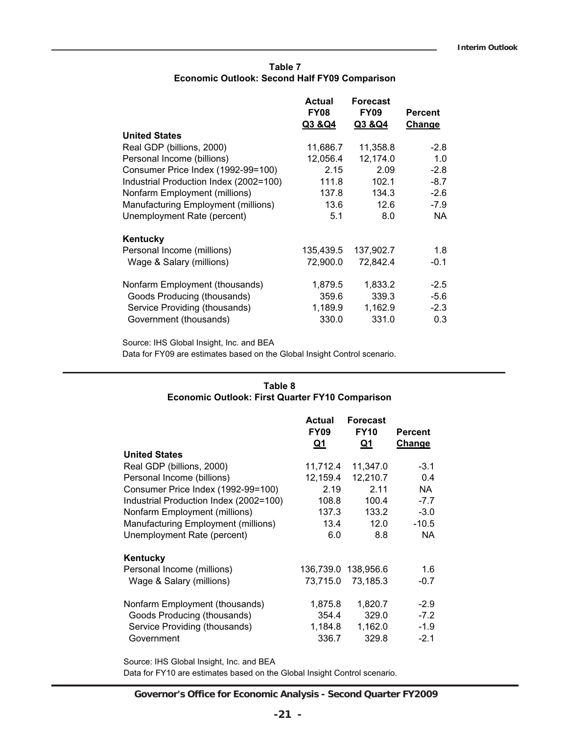**Table 7**
**Economic Outlook: Second Half FY09 Comparison**

| | Actual FY08 Q3 &Q4 | Forecast FY09 Q3 &Q4 | Percent Change |
|---|---|---|---|
| **United States** | | | |
| Real GDP (billions, 2000) | 11,686.7 | 11,358.8 | -2.8 |
| Personal Income (billions) | 12,056.4 | 12,174.0 | 1.0 |
| Consumer Price Index (1992-99=100) | 2.15 | 2.09 | -2.8 |
| Industrial Production Index (2002=100) | 111.8 | 102.1 | -8.7 |
| Nonfarm Employment (millions) | 137.8 | 134.3 | -2.6 |
| Manufacturing Employment (millions) | 13.6 | 12.6 | -7.9 |
| Unemployment Rate (percent) | 5.1 | 8.0 | NA |
| **Kentucky** | | | |
| Personal Income (millions) | 135,439.5 | 137,902.7 | 1.8 |
| Wage & Salary (millions) | 72,900.0 | 72,842.4 | -0.1 |
| Nonfarm Employment (thousands) | 1,879.5 | 1,833.2 | -2.5 |
| Goods Producing (thousands) | 359.6 | 339.3 | -5.6 |
| Service Providing (thousands) | 1,189.9 | 1,162.9 | -2.3 |
| Government (thousands) | 330.0 | 331.0 | 0.3 |

Source: IHS Global Insight, Inc. and BEA
Data for FY09 are estimates based on the Global Insight Control scenario.

**Table 8**
**Economic Outlook: First Quarter FY10 Comparison**

| | Actual FY09 Q1 | Forecast FY10 Q1 | Percent Change |
|---|---|---|---|
| **United States** | | | |
| Real GDP (billions, 2000) | 11,712.4 | 11,347.0 | -3.1 |
| Personal Income (billions) | 12,159.4 | 12,210.7 | 0.4 |
| Consumer Price Index (1992-99=100) | 2.19 | 2.11 | NA |
| Industrial Production Index (2002=100) | 108.8 | 100.4 | -7.7 |
| Nonfarm Employment (millions) | 137.3 | 133.2 | -3.0 |
| Manufacturing Employment (millions) | 13.4 | 12.0 | -10.5 |
| Unemployment Rate (percent) | 6.0 | 8.8 | NA |
| **Kentucky** | | | |
| Personal Income (millions) | 136,739.0 | 138,956.6 | 1.6 |
| Wage & Salary (millions) | 73,715.0 | 73,185.3 | -0.7 |
| Nonfarm Employment (thousands) | 1,875.8 | 1,820.7 | -2.9 |
| Goods Producing (thousands) | 354.4 | 329.0 | -7.2 |
| Service Providing (thousands) | 1,184.8 | 1,162.0 | -1.9 |
| Government | 336.7 | 329.8 | -2.1 |

Source: IHS Global Insight, Inc. and BEA
Data for FY10 are estimates based on the Global Insight Control scenario.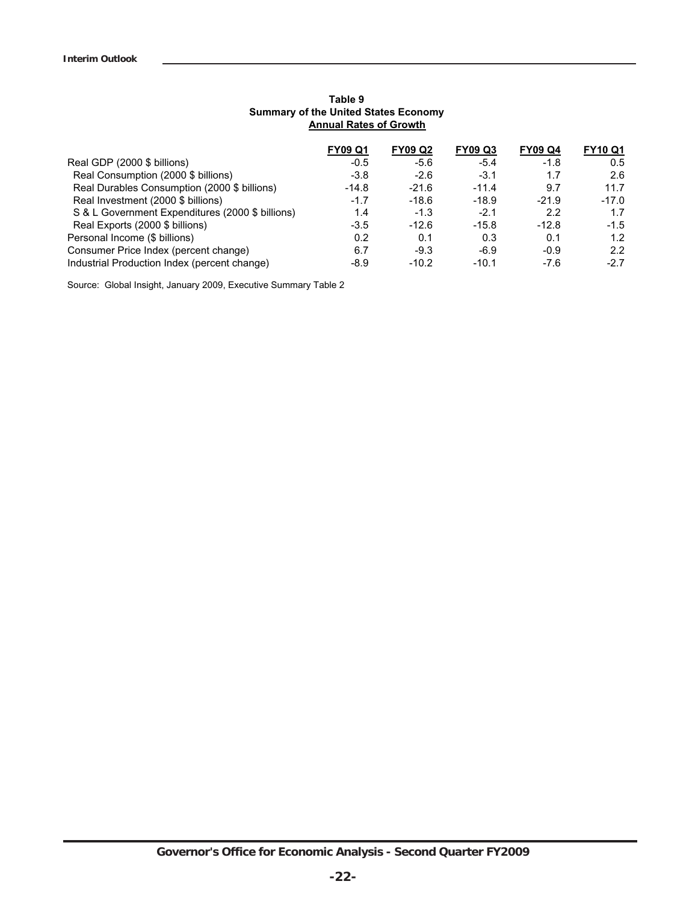**Table 9**
**Summary of the United States Economy**
**Annual Rates of Growth**

| | FY09 Q1 | FY09 Q2 | FY09 Q3 | FY09 Q4 | FY10 Q1 |
|---|---|---|---|---|---|
| Real GDP (2000 $ billions) | -0.5 | -5.6 | -5.4 | -1.8 | 0.5 |
| Real Consumption (2000 $ billions) | -3.8 | -2.6 | -3.1 | 1.7 | 2.6 |
| Real Durables Consumption (2000 $ billions) | -14.8 | -21.6 | -11.4 | 9.7 | 11.7 |
| Real Investment (2000 $ billions) | -1.7 | -18.6 | -18.9 | -21.9 | -17.0 |
| S & L Government Expenditures (2000 $ billions) | 1.4 | -1.3 | -2.1 | 2.2 | 1.7 |
| Real Exports (2000 $ billions) | -3.5 | -12.6 | -15.8 | -12.8 | -1.5 |
| Personal Income ($ billions) | 0.2 | 0.1 | 0.3 | 0.1 | 1.2 |
| Consumer Price Index (percent change) | 6.7 | -9.3 | -6.9 | -0.9 | 2.2 |
| Industrial Production Index (percent change) | -8.9 | -10.2 | -10.1 | -7.6 | -2.7 |

Source: Global Insight, January 2009, Executive Summary Table 2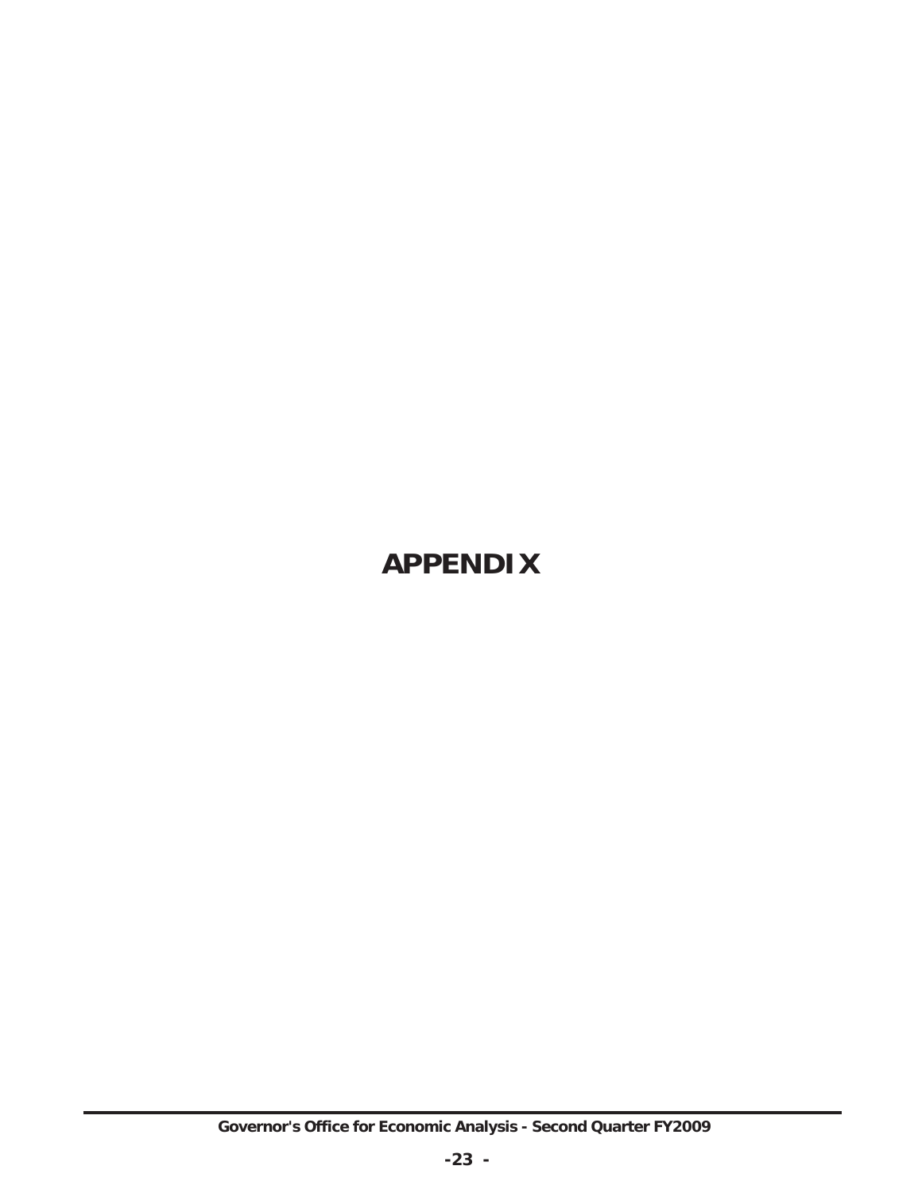# APPENDIX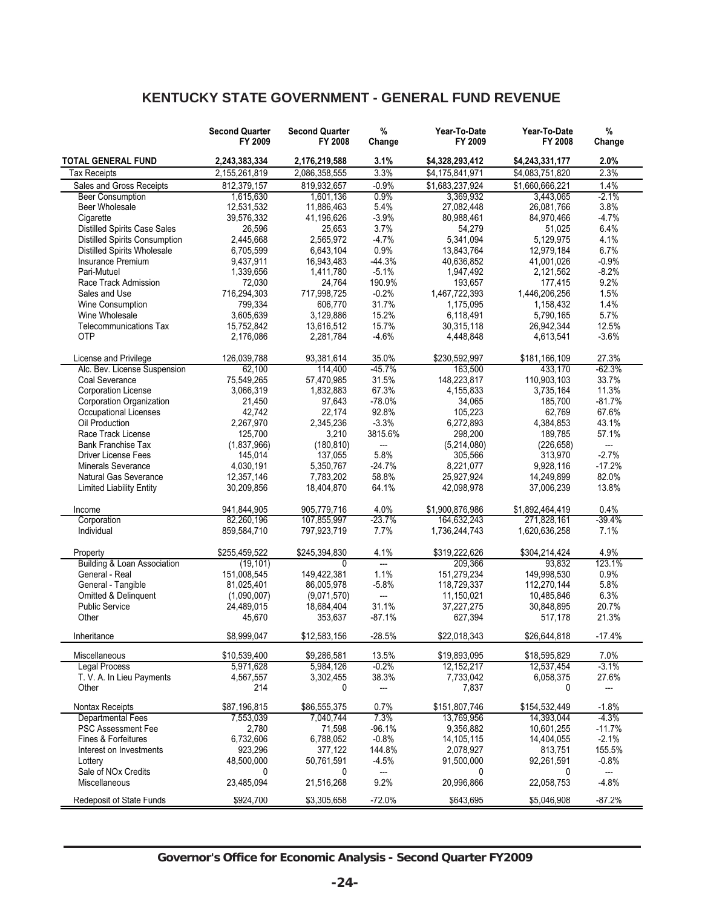## KENTUCKY STATE GOVERNMENT - GENERAL FUND REVENUE

| | Second Quarter FY 2009 | Second Quarter FY 2008 | % Change | Year-To-Date FY 2009 | Year-To-Date FY 2008 | % Change |
|---|---|---|---|---|---|---|
| **TOTAL GENERAL FUND** | **2,243,383,334** | **2,176,219,588** | **3.1%** | **$4,328,293,412** | **$4,243,331,177** | **2.0%** |
| Tax Receipts | 2,155,261,819 | 2,086,358,555 | 3.3% | $4,175,841,971 | $4,083,751,820 | 2.3% |
| Sales and Gross Receipts | 812,379,157 | 819,932,657 | -0.9% | $1,683,237,924 | $1,660,666,221 | 1.4% |
| Beer Consumption | 1,615,630 | 1,601,136 | 0.9% | 3,369,932 | 3,443,065 | -2.1% |
| Beer Wholesale | 12,531,532 | 11,886,463 | 5.4% | 27,082,448 | 26,081,766 | 3.8% |
| Cigarette | 39,576,332 | 41,196,626 | -3.9% | 80,988,461 | 84,970,466 | -4.7% |
| Distilled Spirits Case Sales | 26,596 | 25,653 | 3.7% | 54,279 | 51,025 | 6.4% |
| Distilled Spirits Consumption | 2,445,668 | 2,565,972 | -4.7% | 5,341,094 | 5,129,975 | 4.1% |
| Distilled Spirits Wholesale | 6,705,599 | 6,643,104 | 0.9% | 13,843,764 | 12,979,184 | 6.7% |
| Insurance Premium | 9,437,911 | 16,943,483 | -44.3% | 40,636,852 | 41,001,026 | -0.9% |
| Pari-Mutuel | 1,339,656 | 1,411,780 | -5.1% | 1,947,492 | 2,121,562 | -8.2% |
| Race Track Admission | 72,030 | 24,764 | 190.9% | 193,657 | 177,415 | 9.2% |
| Sales and Use | 716,294,303 | 717,998,725 | -0.2% | 1,467,722,393 | 1,446,206,256 | 1.5% |
| Wine Consumption | 799,334 | 606,770 | 31.7% | 1,175,095 | 1,158,432 | 1.4% |
| Wine Wholesale | 3,605,639 | 3,129,886 | 15.2% | 6,118,491 | 5,790,165 | 5.7% |
| Telecommunications Tax | 15,752,842 | 13,616,512 | 15.7% | 30,315,118 | 26,942,344 | 12.5% |
| OTP | 2,176,086 | 2,281,784 | -4.6% | 4,448,848 | 4,613,541 | -3.6% |
| License and Privilege | 126,039,788 | 93,381,614 | 35.0% | $230,592,997 | $181,166,109 | 27.3% |
| Alc. Bev. License Suspension | 62,100 | 114,400 | -45.7% | 163,500 | 433,170 | -62.3% |
| Coal Severance | 75,549,265 | 57,470,985 | 31.5% | 148,223,817 | 110,903,103 | 33.7% |
| Corporation License | 3,066,319 | 1,832,883 | 67.3% | 4,155,833 | 3,735,164 | 11.3% |
| Corporation Organization | 21,450 | 97,643 | -78.0% | 34,065 | 185,700 | -81.7% |
| Occupational Licenses | 42,742 | 22,174 | 92.8% | 105,223 | 62,769 | 67.6% |
| Oil Production | 2,267,970 | 2,345,236 | -3.3% | 6,272,893 | 4,384,853 | 43.1% |
| Race Track License | 125,700 | 3,210 | 3815.6% | 298,200 | 189,785 | 57.1% |
| Bank Franchise Tax | (1,837,966) | (180,810) | --- | (5,214,080) | (226,658) | --- |
| Driver License Fees | 145,014 | 137,055 | 5.8% | 305,566 | 313,970 | -2.7% |
| Minerals Severance | 4,030,191 | 5,350,767 | -24.7% | 8,221,077 | 9,928,116 | -17.2% |
| Natural Gas Severance | 12,357,146 | 7,783,202 | 58.8% | 25,927,924 | 14,249,899 | 82.0% |
| Limited Liability Entity | 30,209,856 | 18,404,870 | 64.1% | 42,098,978 | 37,006,239 | 13.8% |
| Income | 941,844,905 | 905,779,716 | 4.0% | $1,900,876,986 | $1,892,464,419 | 0.4% |
| Corporation | 82,260,196 | 107,855,997 | -23.7% | 164,632,243 | 271,828,161 | -39.4% |
| Individual | 859,584,710 | 797,923,719 | 7.7% | 1,736,244,743 | 1,620,636,258 | 7.1% |
| Property | $255,459,522 | $245,394,830 | 4.1% | $319,222,626 | $304,214,424 | 4.9% |
| Building & Loan Association | (19,101) | 0 | --- | 209,366 | 93,832 | 123.1% |
| General - Real | 151,008,545 | 149,422,381 | 1.1% | 151,279,234 | 149,998,530 | 0.9% |
| General - Tangible | 81,025,401 | 86,005,978 | -5.8% | 118,729,337 | 112,270,144 | 5.8% |
| Omitted & Delinquent | (1,090,007) | (9,071,570) | --- | 11,150,021 | 10,485,846 | 6.3% |
| Public Service | 24,489,015 | 18,684,404 | 31.1% | 37,227,275 | 30,848,895 | 20.7% |
| Other | 45,670 | 353,637 | -87.1% | 627,394 | 517,178 | 21.3% |
| Inheritance | $8,999,047 | $12,583,156 | -28.5% | $22,018,343 | $26,644,818 | -17.4% |
| Miscellaneous | $10,539,400 | $9,286,581 | 13.5% | $19,893,095 | $18,595,829 | 7.0% |
| Legal Process | 5,971,628 | 5,984,126 | -0.2% | 12,152,217 | 12,537,454 | -3.1% |
| T. V. A. In Lieu Payments | 4,567,557 | 3,302,455 | 38.3% | 7,733,042 | 6,058,375 | 27.6% |
| Other | 214 | 0 | --- | 7,837 | 0 | --- |
| Nontax Receipts | $87,196,815 | $86,555,375 | 0.7% | $151,807,746 | $154,532,449 | -1.8% |
| Departmental Fees | 7,553,039 | 7,040,744 | 7.3% | 13,769,956 | 14,393,044 | -4.3% |
| PSC Assessment Fee | 2,780 | 71,598 | -96.1% | 9,356,882 | 10,601,255 | -11.7% |
| Fines & Forfeitures | 6,732,606 | 6,788,052 | -0.8% | 14,105,115 | 14,404,055 | -2.1% |
| Interest on Investments | 923,296 | 377,122 | 144.8% | 2,078,927 | 813,751 | 155.5% |
| Lottery | 48,500,000 | 50,761,591 | -4.5% | 91,500,000 | 92,261,591 | -0.8% |
| Sale of NOx Credits | 0 | 0 | --- | 0 | 0 | --- |
| Miscellaneous | 23,485,094 | 21,516,268 | 9.2% | 20,996,866 | 22,058,753 | -4.8% |
| Redeposit of State Funds | $924,700 | $3,305,658 | -72.0% | $643,695 | $5,046,908 | -87.2% |

**Governor's Office for Economic Analysis - Second Quarter FY2009**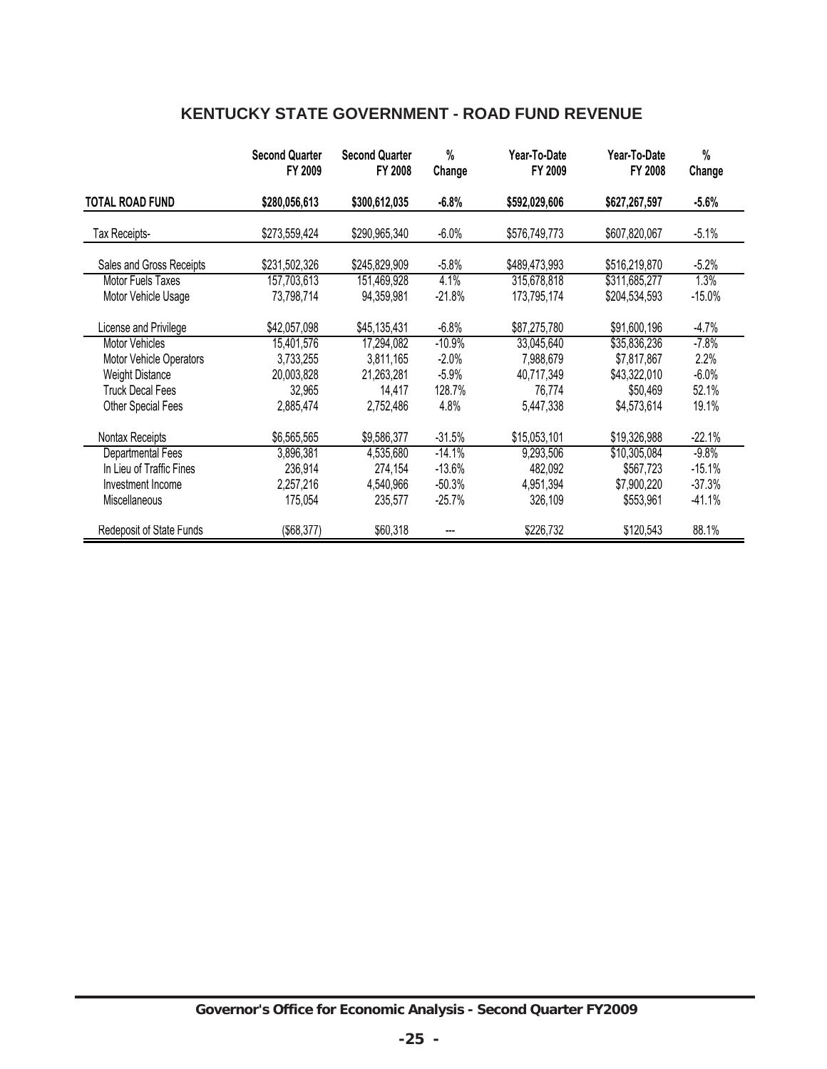## KENTUCKY STATE GOVERNMENT - ROAD FUND REVENUE

| | Second Quarter FY 2009 | Second Quarter FY 2008 | % Change | Year-To-Date FY 2009 | Year-To-Date FY 2008 | % Change |
|---|---|---|---|---|---|---|
| **TOTAL ROAD FUND** | **$280,056,613** | **$300,612,035** | **-6.8%** | **$592,029,606** | **$627,267,597** | **-5.6%** |
| Tax Receipts- | $273,559,424 | $290,965,340 | -6.0% | $576,749,773 | $607,820,067 | -5.1% |
| Sales and Gross Receipts | $231,502,326 | $245,829,909 | -5.8% | $489,473,993 | $516,219,870 | -5.2% |
| Motor Fuels Taxes | 157,703,613 | 151,469,928 | 4.1% | 315,678,818 | $311,685,277 | 1.3% |
| Motor Vehicle Usage | 73,798,714 | 94,359,981 | -21.8% | 173,795,174 | $204,534,593 | -15.0% |
| License and Privilege | $42,057,098 | $45,135,431 | -6.8% | $87,275,780 | $91,600,196 | -4.7% |
| Motor Vehicles | 15,401,576 | 17,294,082 | -10.9% | 33,045,640 | $35,836,236 | -7.8% |
| Motor Vehicle Operators | 3,733,255 | 3,811,165 | -2.0% | 7,988,679 | $7,817,867 | 2.2% |
| Weight Distance | 20,003,828 | 21,263,281 | -5.9% | 40,717,349 | $43,322,010 | -6.0% |
| Truck Decal Fees | 32,965 | 14,417 | 128.7% | 76,774 | $50,469 | 52.1% |
| Other Special Fees | 2,885,474 | 2,752,486 | 4.8% | 5,447,338 | $4,573,614 | 19.1% |
| Nontax Receipts | $6,565,565 | $9,586,377 | -31.5% | $15,053,101 | $19,326,988 | -22.1% |
| Departmental Fees | 3,896,381 | 4,535,680 | -14.1% | 9,293,506 | $10,305,084 | -9.8% |
| In Lieu of Traffic Fines | 236,914 | 274,154 | -13.6% | 482,092 | $567,723 | -15.1% |
| Investment Income | 2,257,216 | 4,540,966 | -50.3% | 4,951,394 | $7,900,220 | -37.3% |
| Miscellaneous | 175,054 | 235,577 | -25.7% | 326,109 | $553,961 | -41.1% |
| Redeposit of State Funds | ($68,377) | $60,318 | --- | $226,732 | $120,543 | 88.1% |